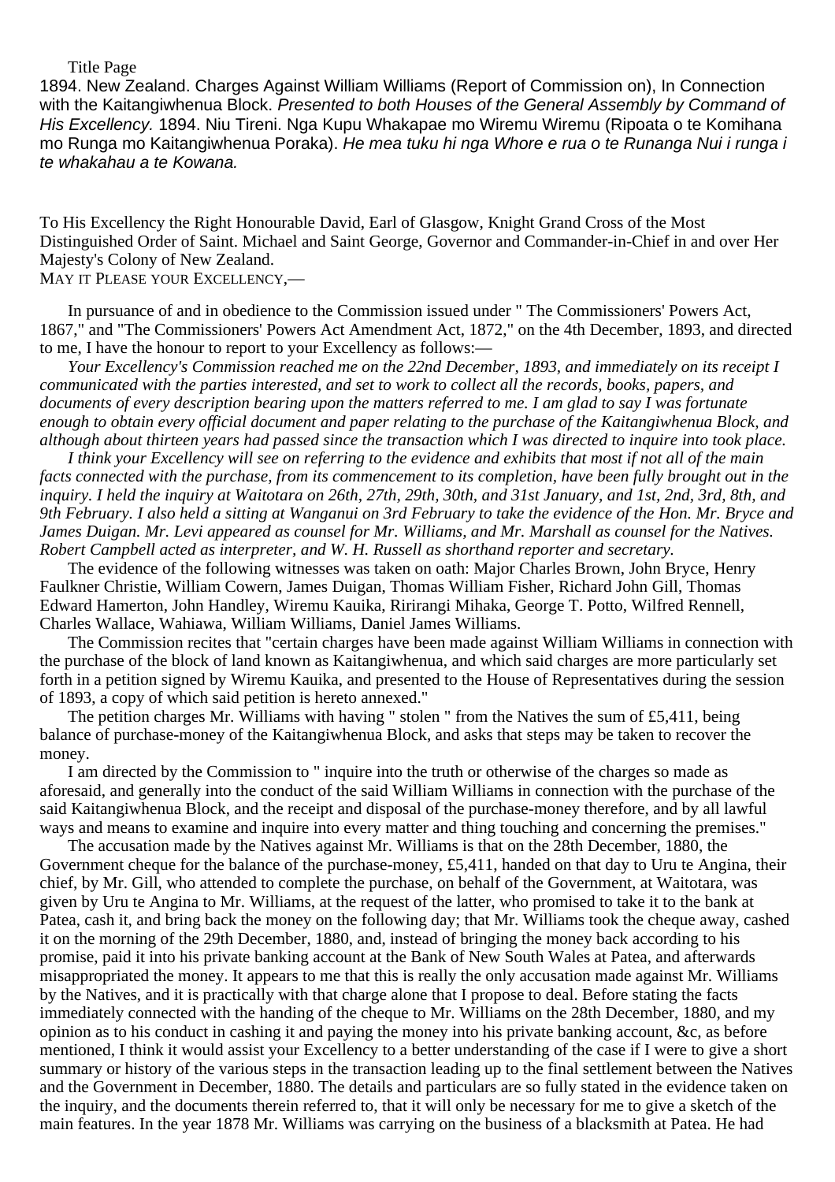Title Page

1894. New Zealand. Charges Against William Williams (Report of Commission on), In Connection with the Kaitangiwhenua Block. *Presented to both Houses of the General Assembly by Command of His Excellency.* 1894. Niu Tireni. Nga Kupu Whakapae mo Wiremu Wiremu (Ripoata o te Komihana mo Runga mo Kaitangiwhenua Poraka). *He mea tuku hi nga Whore e rua o te Runanga Nui i runga i te whakahau a te Kowana.*

To His Excellency the Right Honourable David, Earl of Glasgow, Knight Grand Cross of the Most Distinguished Order of Saint. Michael and Saint George, Governor and Commander-in-Chief in and over Her Majesty's Colony of New Zealand.

May it Please your Excellency,—

In pursuance of and in obedience to the Commission issued under " The Commissioners' Powers Act, 1867," and "The Commissioners' Powers Act Amendment Act, 1872," on the 4th December, 1893, and directed to me, I have the honour to report to your Excellency as follows:—

*Your Excellency's Commission reached me on the 22nd December, 1893, and immediately on its receipt I communicated with the parties interested, and set to work to collect all the records, books, papers, and documents of every description bearing upon the matters referred to me. I am glad to say I was fortunate enough to obtain every official document and paper relating to the purchase of the Kaitangiwhenua Block, and although about thirteen years had passed since the transaction which I was directed to inquire into took place.*

*I think your Excellency will see on referring to the evidence and exhibits that most if not all of the main facts connected with the purchase, from its commencement to its completion, have been fully brought out in the inquiry. I held the inquiry at Waitotara on 26th, 27th, 29th, 30th, and 31st January, and 1st, 2nd, 3rd, 8th, and 9th February. I also held a sitting at Wanganui on 3rd February to take the evidence of the Hon. Mr. Bryce and James Duigan. Mr. Levi appeared as counsel for Mr. Williams, and Mr. Marshall as counsel for the Natives. Robert Campbell acted as interpreter, and W. H. Russell as shorthand reporter and secretary.*

The evidence of the following witnesses was taken on oath: Major Charles Brown, John Bryce, Henry Faulkner Christie, William Cowern, James Duigan, Thomas William Fisher, Richard John Gill, Thomas Edward Hamerton, John Handley, Wiremu Kauika, Ririrangi Mihaka, George T. Potto, Wilfred Rennell, Charles Wallace, Wahiawa, William Williams, Daniel James Williams.

The Commission recites that "certain charges have been made against William Williams in connection with the purchase of the block of land known as Kaitangiwhenua, and which said charges are more particularly set forth in a petition signed by Wiremu Kauika, and presented to the House of Representatives during the session of 1893, a copy of which said petition is hereto annexed."

The petition charges Mr. Williams with having " stolen " from the Natives the sum of £5,411, being balance of purchase-money of the Kaitangiwhenua Block, and asks that steps may be taken to recover the money.

I am directed by the Commission to " inquire into the truth or otherwise of the charges so made as aforesaid, and generally into the conduct of the said William Williams in connection with the purchase of the said Kaitangiwhenua Block, and the receipt and disposal of the purchase-money therefore, and by all lawful ways and means to examine and inquire into every matter and thing touching and concerning the premises."

The accusation made by the Natives against Mr. Williams is that on the 28th December, 1880, the Government cheque for the balance of the purchase-money, £5,411, handed on that day to Uru te Angina, their chief, by Mr. Gill, who attended to complete the purchase, on behalf of the Government, at Waitotara, was given by Uru te Angina to Mr. Williams, at the request of the latter, who promised to take it to the bank at Patea, cash it, and bring back the money on the following day; that Mr. Williams took the cheque away, cashed it on the morning of the 29th December, 1880, and, instead of bringing the money back according to his promise, paid it into his private banking account at the Bank of New South Wales at Patea, and afterwards misappropriated the money. It appears to me that this is really the only accusation made against Mr. Williams by the Natives, and it is practically with that charge alone that I propose to deal. Before stating the facts immediately connected with the handing of the cheque to Mr. Williams on the 28th December, 1880, and my opinion as to his conduct in cashing it and paying the money into his private banking account, &c, as before mentioned, I think it would assist your Excellency to a better understanding of the case if I were to give a short summary or history of the various steps in the transaction leading up to the final settlement between the Natives and the Government in December, 1880. The details and particulars are so fully stated in the evidence taken on the inquiry, and the documents therein referred to, that it will only be necessary for me to give a sketch of the main features. In the year 1878 Mr. Williams was carrying on the business of a blacksmith at Patea. He had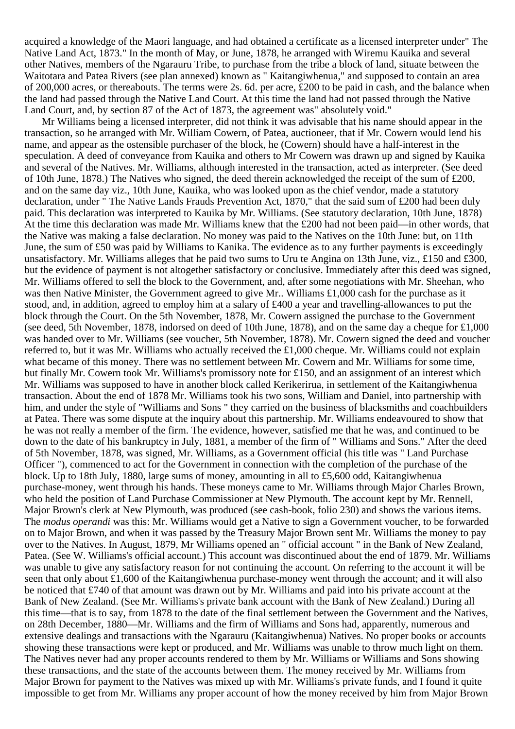acquired a knowledge of the Maori language, and had obtained a certificate as a licensed interpreter under" The Native Land Act, 1873." In the month of May, or June, 1878, he arranged with Wiremu Kauika and several other Natives, members of the Ngarauru Tribe, to purchase from the tribe a block of land, situate between the Waitotara and Patea Rivers (see plan annexed) known as " Kaitangiwhenua," and supposed to contain an area of 200,000 acres, or thereabouts. The terms were 2s. 6d. per acre, £200 to be paid in cash, and the balance when the land had passed through the Native Land Court. At this time the land had not passed through the Native Land Court, and, by section 87 of the Act of 1873, the agreement was" absolutely void."

Mr Williams being a licensed interpreter, did not think it was advisable that his name should appear in the transaction, so he arranged with Mr. William Cowern, of Patea, auctioneer, that if Mr. Cowern would lend his name, and appear as the ostensible purchaser of the block, he (Cowern) should have a half-interest in the speculation. A deed of conveyance from Kauika and others to Mr Cowern was drawn up and signed by Kauika and several of the Natives. Mr. Williams, although interested in the transaction, acted as interpreter. (See deed of 10th June, 1878.) The Natives who signed, the deed therein acknowledged the receipt of the sum of £200, and on the same day viz., 10th June, Kauika, who was looked upon as the chief vendor, made a statutory declaration, under " The Native Lands Frauds Prevention Act, 1870," that the said sum of £200 had been duly paid. This declaration was interpreted to Kauika by Mr. Williams. (See statutory declaration, 10th June, 1878) At the time this declaration was made Mr. Williams knew that the £200 had not been paid—in other words, that the Native was making a false declaration. No money was paid to the Natives on the 10th June: but, on 11th June, the sum of £50 was paid by Williams to Kanika. The evidence as to any further payments is exceedingly unsatisfactory. Mr. Williams alleges that he paid two sums to Uru te Angina on 13th June, viz., £150 and £300, but the evidence of payment is not altogether satisfactory or conclusive. Immediately after this deed was signed, Mr. Williams offered to sell the block to the Government, and, after some negotiations with Mr. Sheehan, who was then Native Minister, the Government agreed to give Mr.. Williams £1,000 cash for the purchase as it stood, and, in addition, agreed to employ him at a salary of £400 a year and travelling-allowances to put the block through the Court. On the 5th November, 1878, Mr. Cowern assigned the purchase to the Government (see deed, 5th November, 1878, indorsed on deed of 10th June, 1878), and on the same day a cheque for £1,000 was handed over to Mr. Williams (see voucher, 5th November, 1878). Mr. Cowern signed the deed and voucher referred to, but it was Mr. Williams who actually received the £1,000 cheque. Mr. Williams could not explain what became of this money. There was no settlement between Mr. Cowern and Mr. Williams for some time, but finally Mr. Cowern took Mr. Williams's promissory note for £150, and an assignment of an interest which Mr. Williams was supposed to have in another block called Kerikerirua, in settlement of the Kaitangiwhenua transaction. About the end of 1878 Mr. Williams took his two sons, William and Daniel, into partnership with him, and under the style of "Williams and Sons " they carried on the business of blacksmiths and coachbuilders at Patea. There was some dispute at the inquiry about this partnership. Mr. Williams endeavoured to show that he was not really a member of the firm. The evidence, however, satisfied me that he was, and continued to be down to the date of his bankruptcy in July, 1881, a member of the firm of " Williams and Sons." After the deed of 5th November, 1878, was signed, Mr. Williams, as a Government official (his title was " Land Purchase Officer "), commenced to act for the Government in connection with the completion of the purchase of the block. Up to 18th July, 1880, large sums of money, amounting in all to £5,600 odd, Kaitangiwhenua purchase-money, went through his hands. These moneys came to Mr. Williams through Major Charles Brown, who held the position of Land Purchase Commissioner at New Plymouth. The account kept by Mr. Rennell, Major Brown's clerk at New Plymouth, was produced (see cash-book, folio 230) and shows the various items. The *modus operandi* was this: Mr. Williams would get a Native to sign a Government voucher, to be forwarded on to Major Brown, and when it was passed by the Treasury Major Brown sent Mr. Williams the money to pay over to the Natives. In August, 1879, Mr Williams opened an " official account " in the Bank of New Zealand, Patea. (See W. Williams's official account.) This account was discontinued about the end of 1879. Mr. Williams was unable to give any satisfactory reason for not continuing the account. On referring to the account it will be seen that only about £1,600 of the Kaitangiwhenua purchase-money went through the account; and it will also be noticed that £740 of that amount was drawn out by Mr. Williams and paid into his private account at the Bank of New Zealand. (See Mr. Williams's private bank account with the Bank of New Zealand.) During all this time—that is to say, from 1878 to the date of the final settlement between the Government and the Natives, on 28th December, 1880—Mr. Williams and the firm of Williams and Sons had, apparently, numerous and extensive dealings and transactions with the Ngarauru (Kaitangiwhenua) Natives. No proper books or accounts showing these transactions were kept or produced, and Mr. Williams was unable to throw much light on them. The Natives never had any proper accounts rendered to them by Mr. Williams or Williams and Sons showing these transactions, and the state of the accounts between them. The money received by Mr. Williams from Major Brown for payment to the Natives was mixed up with Mr. Williams's private funds, and I found it quite impossible to get from Mr. Williams any proper account of how the money received by him from Major Brown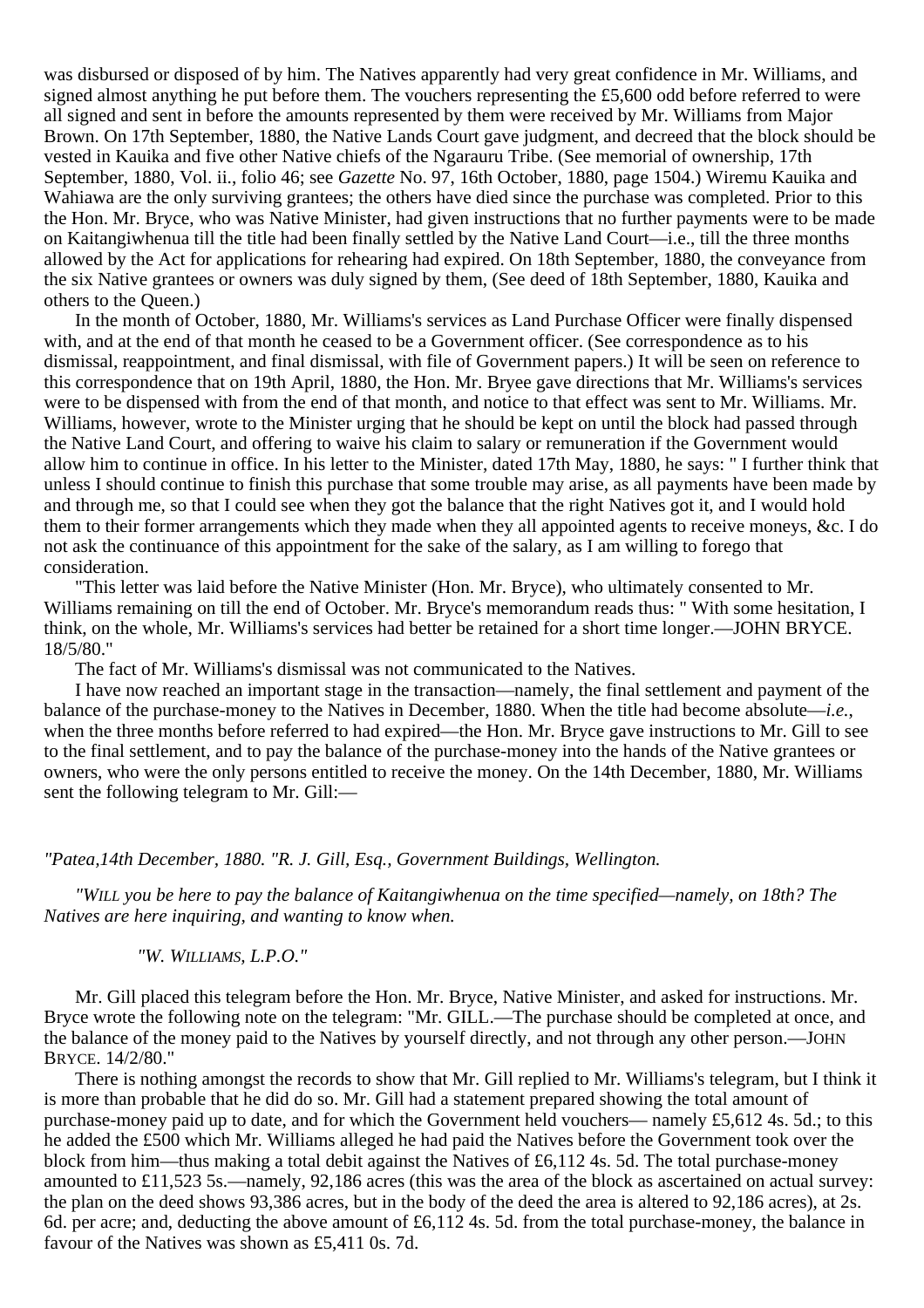was disbursed or disposed of by him. The Natives apparently had very great confidence in Mr. Williams, and signed almost anything he put before them. The vouchers representing the £5,600 odd before referred to were all signed and sent in before the amounts represented by them were received by Mr. Williams from Major Brown. On 17th September, 1880, the Native Lands Court gave judgment, and decreed that the block should be vested in Kauika and five other Native chiefs of the Ngarauru Tribe. (See memorial of ownership, 17th September, 1880, Vol. ii., folio 46; see *Gazette* No. 97, 16th October, 1880, page 1504.) Wiremu Kauika and Wahiawa are the only surviving grantees; the others have died since the purchase was completed. Prior to this the Hon. Mr. Bryce, who was Native Minister, had given instructions that no further payments were to be made on Kaitangiwhenua till the title had been finally settled by the Native Land Court—i.e., till the three months allowed by the Act for applications for rehearing had expired. On 18th September, 1880, the conveyance from the six Native grantees or owners was duly signed by them, (See deed of 18th September, 1880, Kauika and others to the Queen.)

In the month of October, 1880, Mr. Williams's services as Land Purchase Officer were finally dispensed with, and at the end of that month he ceased to be a Government officer. (See correspondence as to his dismissal, reappointment, and final dismissal, with file of Government papers.) It will be seen on reference to this correspondence that on 19th April, 1880, the Hon. Mr. Bryee gave directions that Mr. Williams's services were to be dispensed with from the end of that month, and notice to that effect was sent to Mr. Williams. Mr. Williams, however, wrote to the Minister urging that he should be kept on until the block had passed through the Native Land Court, and offering to waive his claim to salary or remuneration if the Government would allow him to continue in office. In his letter to the Minister, dated 17th May, 1880, he says: " I further think that unless I should continue to finish this purchase that some trouble may arise, as all payments have been made by and through me, so that I could see when they got the balance that the right Natives got it, and I would hold them to their former arrangements which they made when they all appointed agents to receive moneys, &c. I do not ask the continuance of this appointment for the sake of the salary, as I am willing to forego that consideration.

"This letter was laid before the Native Minister (Hon. Mr. Bryce), who ultimately consented to Mr. Williams remaining on till the end of October. Mr. Bryce's memorandum reads thus: " With some hesitation, I think, on the whole, Mr. Williams's services had better be retained for a short time longer.—JOHN BRYCE. 18/5/80."

The fact of Mr. Williams's dismissal was not communicated to the Natives.

I have now reached an important stage in the transaction—namely, the final settlement and payment of the balance of the purchase-money to the Natives in December, 1880. When the title had become absolute—*i.e.*, when the three months before referred to had expired—the Hon. Mr. Bryce gave instructions to Mr. Gill to see to the final settlement, and to pay the balance of the purchase-money into the hands of the Native grantees or owners, who were the only persons entitled to receive the money. On the 14th December, 1880, Mr. Williams sent the following telegram to Mr. Gill:—

*"Patea,14th December, 1880. "R. J. Gill, Esq., Government Buildings, Wellington.*

*"WILL you be here to pay the balance of Kaitangiwhenua on the time specified—namely, on 18th? The Natives are here inquiring, and wanting to know when.*

*"W. WILLIAMS, L.P.O."*

Mr. Gill placed this telegram before the Hon. Mr. Bryce, Native Minister, and asked for instructions. Mr. Bryce wrote the following note on the telegram: "Mr. GILL.—The purchase should be completed at once, and the balance of the money paid to the Natives by yourself directly, and not through any other person.—JOHN BRYCE. 14/2/80."

There is nothing amongst the records to show that Mr. Gill replied to Mr. Williams's telegram, but I think it is more than probable that he did do so. Mr. Gill had a statement prepared showing the total amount of purchase-money paid up to date, and for which the Government held vouchers— namely £5,612 4s. 5d.; to this he added the £500 which Mr. Williams alleged he had paid the Natives before the Government took over the block from him—thus making a total debit against the Natives of £6,112 4s. 5d. The total purchase-money amounted to £11,523 5s.—namely, 92,186 acres (this was the area of the block as ascertained on actual survey: the plan on the deed shows 93,386 acres, but in the body of the deed the area is altered to 92,186 acres), at 2s. 6d. per acre; and, deducting the above amount of £6,112 4s. 5d. from the total purchase-money, the balance in favour of the Natives was shown as £5,411 0s. 7d.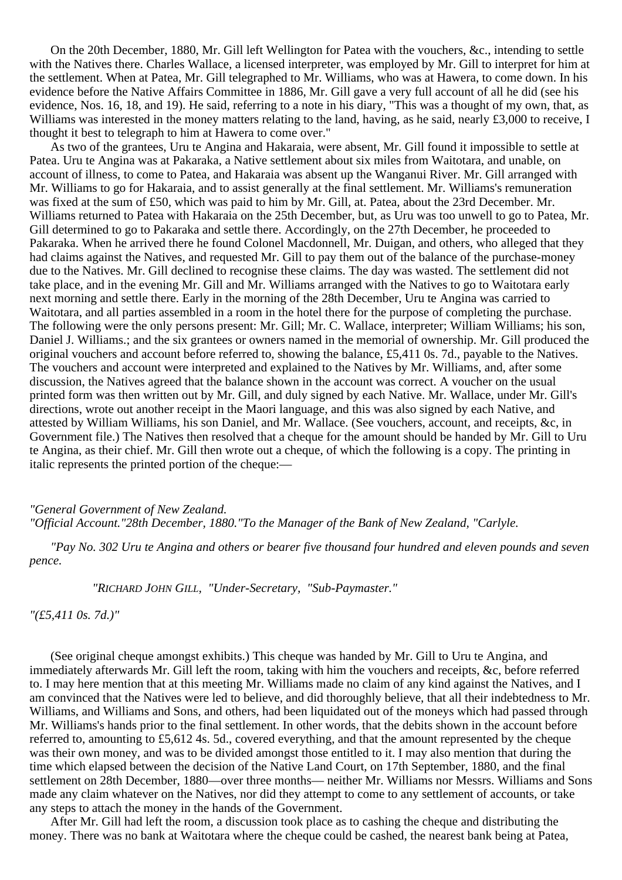On the 20th December, 1880, Mr. Gill left Wellington for Patea with the vouchers, &c., intending to settle with the Natives there. Charles Wallace, a licensed interpreter, was employed by Mr. Gill to interpret for him at the settlement. When at Patea, Mr. Gill telegraphed to Mr. Williams, who was at Hawera, to come down. In his evidence before the Native Affairs Committee in 1886, Mr. Gill gave a very full account of all he did (see his evidence, Nos. 16, 18, and 19). He said, referring to a note in his diary, "This was a thought of my own, that, as Williams was interested in the money matters relating to the land, having, as he said, nearly £3,000 to receive, I thought it best to telegraph to him at Hawera to come over."

As two of the grantees, Uru te Angina and Hakaraia, were absent, Mr. Gill found it impossible to settle at Patea. Uru te Angina was at Pakaraka, a Native settlement about six miles from Waitotara, and unable, on account of illness, to come to Patea, and Hakaraia was absent up the Wanganui River. Mr. Gill arranged with Mr. Williams to go for Hakaraia, and to assist generally at the final settlement. Mr. Williams's remuneration was fixed at the sum of £50, which was paid to him by Mr. Gill, at. Patea, about the 23rd December. Mr. Williams returned to Patea with Hakaraia on the 25th December, but, as Uru was too unwell to go to Patea, Mr. Gill determined to go to Pakaraka and settle there. Accordingly, on the 27th December, he proceeded to Pakaraka. When he arrived there he found Colonel Macdonnell, Mr. Duigan, and others, who alleged that they had claims against the Natives, and requested Mr. Gill to pay them out of the balance of the purchase-money due to the Natives. Mr. Gill declined to recognise these claims. The day was wasted. The settlement did not take place, and in the evening Mr. Gill and Mr. Williams arranged with the Natives to go to Waitotara early next morning and settle there. Early in the morning of the 28th December, Uru te Angina was carried to Waitotara, and all parties assembled in a room in the hotel there for the purpose of completing the purchase. The following were the only persons present: Mr. Gill; Mr. C. Wallace, interpreter; William Williams; his son, Daniel J. Williams.; and the six grantees or owners named in the memorial of ownership. Mr. Gill produced the original vouchers and account before referred to, showing the balance, £5,411 0s. 7d., payable to the Natives. The vouchers and account were interpreted and explained to the Natives by Mr. Williams, and, after some discussion, the Natives agreed that the balance shown in the account was correct. A voucher on the usual printed form was then written out by Mr. Gill, and duly signed by each Native. Mr. Wallace, under Mr. Gill's directions, wrote out another receipt in the Maori language, and this was also signed by each Native, and attested by William Williams, his son Daniel, and Mr. Wallace. (See vouchers, account, and receipts, &c, in Government file.) The Natives then resolved that a cheque for the amount should be handed by Mr. Gill to Uru te Angina, as their chief. Mr. Gill then wrote out a cheque, of which the following is a copy. The printing in italic represents the printed portion of the cheque:—

*"General Government of New Zealand.*
*"Official Account."28th December, 1880."To the Manager of the Bank of New Zealand, "Carlyle.*

*"Pay No. 302 Uru te Angina and others or bearer five thousand four hundred and eleven pounds and seven pence.*

*"RICHARD JOHN GILL, "Under-Secretary, "Sub-Paymaster."*

*"(£5,411 0s. 7d.)"*

(See original cheque amongst exhibits.) This cheque was handed by Mr. Gill to Uru te Angina, and immediately afterwards Mr. Gill left the room, taking with him the vouchers and receipts, &c, before referred to. I may here mention that at this meeting Mr. Williams made no claim of any kind against the Natives, and I am convinced that the Natives were led to believe, and did thoroughly believe, that all their indebtedness to Mr. Williams, and Williams and Sons, and others, had been liquidated out of the moneys which had passed through Mr. Williams's hands prior to the final settlement. In other words, that the debits shown in the account before referred to, amounting to £5,612 4s. 5d., covered everything, and that the amount represented by the cheque was their own money, and was to be divided amongst those entitled to it. I may also mention that during the time which elapsed between the decision of the Native Land Court, on 17th September, 1880, and the final settlement on 28th December, 1880—over three months— neither Mr. Williams nor Messrs. Williams and Sons made any claim whatever on the Natives, nor did they attempt to come to any settlement of accounts, or take any steps to attach the money in the hands of the Government.

After Mr. Gill had left the room, a discussion took place as to cashing the cheque and distributing the money. There was no bank at Waitotara where the cheque could be cashed, the nearest bank being at Patea,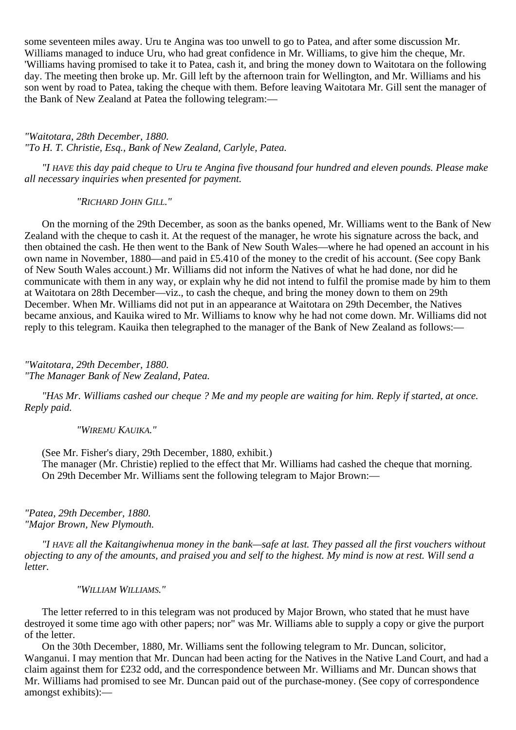some seventeen miles away. Uru te Angina was too unwell to go to Patea, and after some discussion Mr. Williams managed to induce Uru, who had great confidence in Mr. Williams, to give him the cheque, Mr. 'Williams having promised to take it to Patea, cash it, and bring the money down to Waitotara on the following day. The meeting then broke up. Mr. Gill left by the afternoon train for Wellington, and Mr. Williams and his son went by road to Patea, taking the cheque with them. Before leaving Waitotara Mr. Gill sent the manager of the Bank of New Zealand at Patea the following telegram:—

*"Waitotara, 28th December, 1880.*
*"To H. T. Christie, Esq., Bank of New Zealand, Carlyle, Patea.*

*"I HAVE this day paid cheque to Uru te Angina five thousand four hundred and eleven pounds. Please make all necessary inquiries when presented for payment.*

*"RICHARD JOHN GILL."*

On the morning of the 29th December, as soon as the banks opened, Mr. Williams went to the Bank of New Zealand with the cheque to cash it. At the request of the manager, he wrote his signature across the back, and then obtained the cash. He then went to the Bank of New South Wales—where he had opened an account in his own name in November, 1880—and paid in £5.410 of the money to the credit of his account. (See copy Bank of New South Wales account.) Mr. Williams did not inform the Natives of what he had done, nor did he communicate with them in any way, or explain why he did not intend to fulfil the promise made by him to them at Waitotara on 28th December—viz., to cash the cheque, and bring the money down to them on 29th December. When Mr. Williams did not put in an appearance at Waitotara on 29th December, the Natives became anxious, and Kauika wired to Mr. Williams to know why he had not come down. Mr. Williams did not reply to this telegram. Kauika then telegraphed to the manager of the Bank of New Zealand as follows:—

*"Waitotara, 29th December, 1880.*
*"The Manager Bank of New Zealand, Patea.*

*"HAS Mr. Williams cashed our cheque ? Me and my people are waiting for him. Reply if started, at once. Reply paid.*

*"WIREMU KAUIKA."*

(See Mr. Fisher's diary, 29th December, 1880, exhibit.)

The manager (Mr. Christie) replied to the effect that Mr. Williams had cashed the cheque that morning.

On 29th December Mr. Williams sent the following telegram to Major Brown:—

*"Patea, 29th December, 1880.*
*"Major Brown, New Plymouth.*

*"I HAVE all the Kaitangiwhenua money in the bank—safe at last. They passed all the first vouchers without objecting to any of the amounts, and praised you and self to the highest. My mind is now at rest. Will send a letter.*

*"WILLIAM WILLIAMS."*

The letter referred to in this telegram was not produced by Major Brown, who stated that he must have destroyed it some time ago with other papers; nor" was Mr. Williams able to supply a copy or give the purport of the letter.

On the 30th December, 1880, Mr. Williams sent the following telegram to Mr. Duncan, solicitor, Wanganui. I may mention that Mr. Duncan had been acting for the Natives in the Native Land Court, and had a claim against them for £232 odd, and the correspondence between Mr. Williams and Mr. Duncan shows that Mr. Williams had promised to see Mr. Duncan paid out of the purchase-money. (See copy of correspondence amongst exhibits):—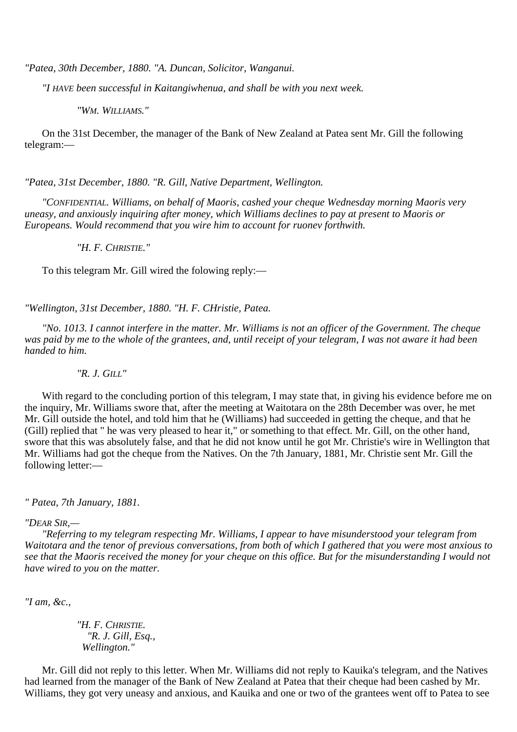*"Patea, 30th December, 1880. "A. Duncan, Solicitor, Wanganui.*

*"I HAVE been successful in Kaitangiwhenua, and shall be with you next week.*

*"WM. WILLIAMS."*

On the 31st December, the manager of the Bank of New Zealand at Patea sent Mr. Gill the following telegram:—

*"Patea, 31st December, 1880. "R. Gill, Native Department, Wellington.*

*"CONFIDENTIAL. Williams, on behalf of Maoris, cashed your cheque Wednesday morning Maoris very uneasy, and anxiously inquiring after money, which Williams declines to pay at present to Maoris or Europeans. Would recommend that you wire him to account for ruonev forthwith.*

*"H. F. CHRISTIE."*

To this telegram Mr. Gill wired the folowing reply:—

*"Wellington, 31st December, 1880. "H. F. CHristie, Patea.*

*"No. 1013. I cannot interfere in the matter. Mr. Williams is not an officer of the Government. The cheque was paid by me to the whole of the grantees, and, until receipt of your telegram, I was not aware it had been handed to him.*

*"R. J. GILL"*

With regard to the concluding portion of this telegram, I may state that, in giving his evidence before me on the inquiry, Mr. Williams swore that, after the meeting at Waitotara on the 28th December was over, he met Mr. Gill outside the hotel, and told him that he (Williams) had succeeded in getting the cheque, and that he (Gill) replied that " he was very pleased to hear it," or something to that effect. Mr. Gill, on the other hand, swore that this was absolutely false, and that he did not know until he got Mr. Christie's wire in Wellington that Mr. Williams had got the cheque from the Natives. On the 7th January, 1881, Mr. Christie sent Mr. Gill the following letter:—

*" Patea, 7th January, 1881.*

*"DEAR SIR,—*

*"Referring to my telegram respecting Mr. Williams, I appear to have misunderstood your telegram from Waitotara and the tenor of previous conversations, from both of which I gathered that you were most anxious to see that the Maoris received the money for your cheque on this office. But for the misunderstanding I would not have wired to you on the matter.*

*"I am, &c.,*

*"H. F. CHRISTIE.*
*"R. J. Gill, Esq.,*
*Wellington."*

Mr. Gill did not reply to this letter. When Mr. Williams did not reply to Kauika's telegram, and the Natives had learned from the manager of the Bank of New Zealand at Patea that their cheque had been cashed by Mr. Williams, they got very uneasy and anxious, and Kauika and one or two of the grantees went off to Patea to see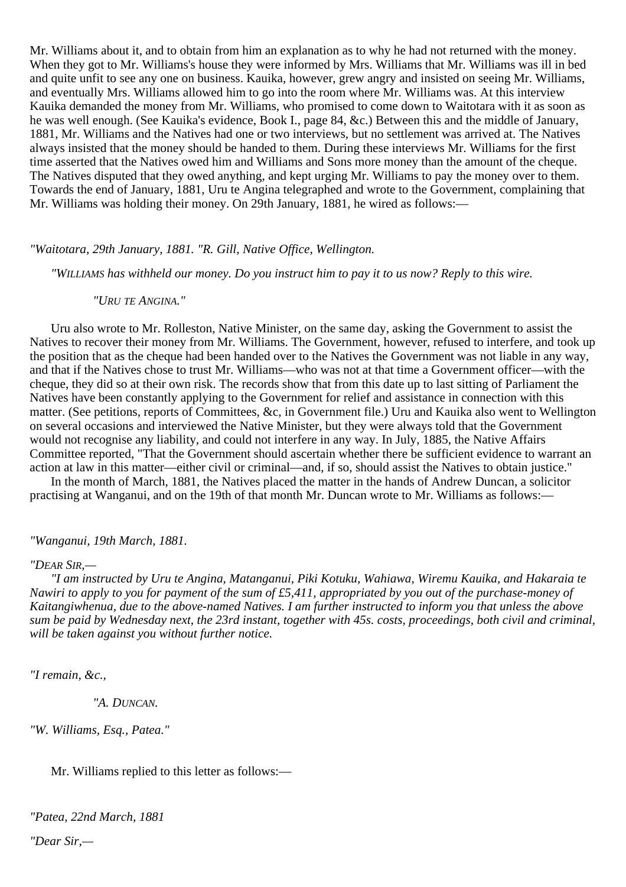Mr. Williams about it, and to obtain from him an explanation as to why he had not returned with the money. When they got to Mr. Williams's house they were informed by Mrs. Williams that Mr. Williams was ill in bed and quite unfit to see any one on business. Kauika, however, grew angry and insisted on seeing Mr. Williams, and eventually Mrs. Williams allowed him to go into the room where Mr. Williams was. At this interview Kauika demanded the money from Mr. Williams, who promised to come down to Waitotara with it as soon as he was well enough. (See Kauika's evidence, Book I., page 84, &c.) Between this and the middle of January, 1881, Mr. Williams and the Natives had one or two interviews, but no settlement was arrived at. The Natives always insisted that the money should be handed to them. During these interviews Mr. Williams for the first time asserted that the Natives owed him and Williams and Sons more money than the amount of the cheque. The Natives disputed that they owed anything, and kept urging Mr. Williams to pay the money over to them. Towards the end of January, 1881, Uru te Angina telegraphed and wrote to the Government, complaining that Mr. Williams was holding their money. On 29th January, 1881, he wired as follows:—

*"Waitotara, 29th January, 1881. "R. Gill, Native Office, Wellington.*

*"WILLIAMS has withheld our money. Do you instruct him to pay it to us now? Reply to this wire.*

*"URU TE ANGINA."*

Uru also wrote to Mr. Rolleston, Native Minister, on the same day, asking the Government to assist the Natives to recover their money from Mr. Williams. The Government, however, refused to interfere, and took up the position that as the cheque had been handed over to the Natives the Government was not liable in any way, and that if the Natives chose to trust Mr. Williams—who was not at that time a Government officer—with the cheque, they did so at their own risk. The records show that from this date up to last sitting of Parliament the Natives have been constantly applying to the Government for relief and assistance in connection with this matter. (See petitions, reports of Committees, &c, in Government file.) Uru and Kauika also went to Wellington on several occasions and interviewed the Native Minister, but they were always told that the Government would not recognise any liability, and could not interfere in any way. In July, 1885, the Native Affairs Committee reported, "That the Government should ascertain whether there be sufficient evidence to warrant an action at law in this matter—either civil or criminal—and, if so, should assist the Natives to obtain justice."

In the month of March, 1881, the Natives placed the matter in the hands of Andrew Duncan, a solicitor practising at Wanganui, and on the 19th of that month Mr. Duncan wrote to Mr. Williams as follows:—

*"Wanganui, 19th March, 1881.*

*"DEAR SIR,—*

*"I am instructed by Uru te Angina, Matanganui, Piki Kotuku, Wahiawa, Wiremu Kauika, and Hakaraia te Nawiri to apply to you for payment of the sum of £5,411, appropriated by you out of the purchase-money of Kaitangiwhenua, due to the above-named Natives. I am further instructed to inform you that unless the above sum be paid by Wednesday next, the 23rd instant, together with 45s. costs, proceedings, both civil and criminal, will be taken against you without further notice.*

*"I remain, &c.,*

*"A. DUNCAN.*

*"W. Williams, Esq., Patea."*

Mr. Williams replied to this letter as follows:—

*"Patea, 22nd March, 1881*

*"Dear Sir,—*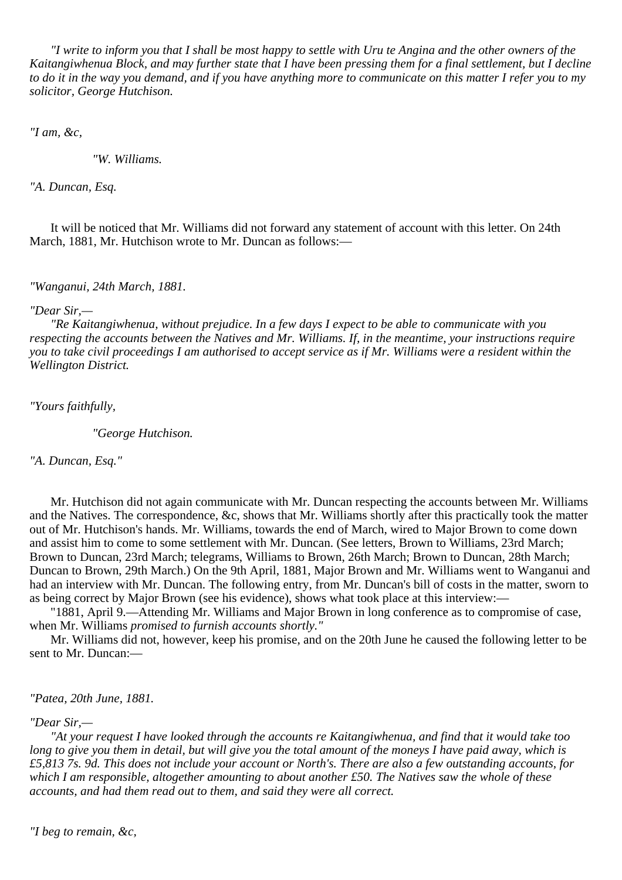*"I write to inform you that I shall be most happy to settle with Uru te Angina and the other owners of the Kaitangiwhenua Block, and may further state that I have been pressing them for a final settlement, but I decline to do it in the way you demand, and if you have anything more to communicate on this matter I refer you to my solicitor, George Hutchison.*

*"I am, &c,*

*"W. Williams.*

*"A. Duncan, Esq.*

It will be noticed that Mr. Williams did not forward any statement of account with this letter. On 24th March, 1881, Mr. Hutchison wrote to Mr. Duncan as follows:—

*"Wanganui, 24th March, 1881.*

*"Dear Sir,—*

*"Re Kaitangiwhenua, without prejudice. In a few days I expect to be able to communicate with you respecting the accounts between the Natives and Mr. Williams. If, in the meantime, your instructions require you to take civil proceedings I am authorised to accept service as if Mr. Williams were a resident within the Wellington District.*

*"Yours faithfully,*

*"George Hutchison.*

*"A. Duncan, Esq."*

Mr. Hutchison did not again communicate with Mr. Duncan respecting the accounts between Mr. Williams and the Natives. The correspondence, &c, shows that Mr. Williams shortly after this practically took the matter out of Mr. Hutchison's hands. Mr. Williams, towards the end of March, wired to Major Brown to come down and assist him to come to some settlement with Mr. Duncan. (See letters, Brown to Williams, 23rd March; Brown to Duncan, 23rd March; telegrams, Williams to Brown, 26th March; Brown to Duncan, 28th March; Duncan to Brown, 29th March.) On the 9th April, 1881, Major Brown and Mr. Williams went to Wanganui and had an interview with Mr. Duncan. The following entry, from Mr. Duncan's bill of costs in the matter, sworn to as being correct by Major Brown (see his evidence), shows what took place at this interview:—

"1881, April 9.—Attending Mr. Williams and Major Brown in long conference as to compromise of case, when Mr. Williams *promised to furnish accounts shortly."*

Mr. Williams did not, however, keep his promise, and on the 20th June he caused the following letter to be sent to Mr. Duncan:—

*"Patea, 20th June, 1881.*

*"Dear Sir,—*

*"At your request I have looked through the accounts re Kaitangiwhenua, and find that it would take too long to give you them in detail, but will give you the total amount of the moneys I have paid away, which is £5,813 7s. 9d. This does not include your account or North's. There are also a few outstanding accounts, for which I am responsible, altogether amounting to about another £50. The Natives saw the whole of these accounts, and had them read out to them, and said they were all correct.*

*"I beg to remain, &c,*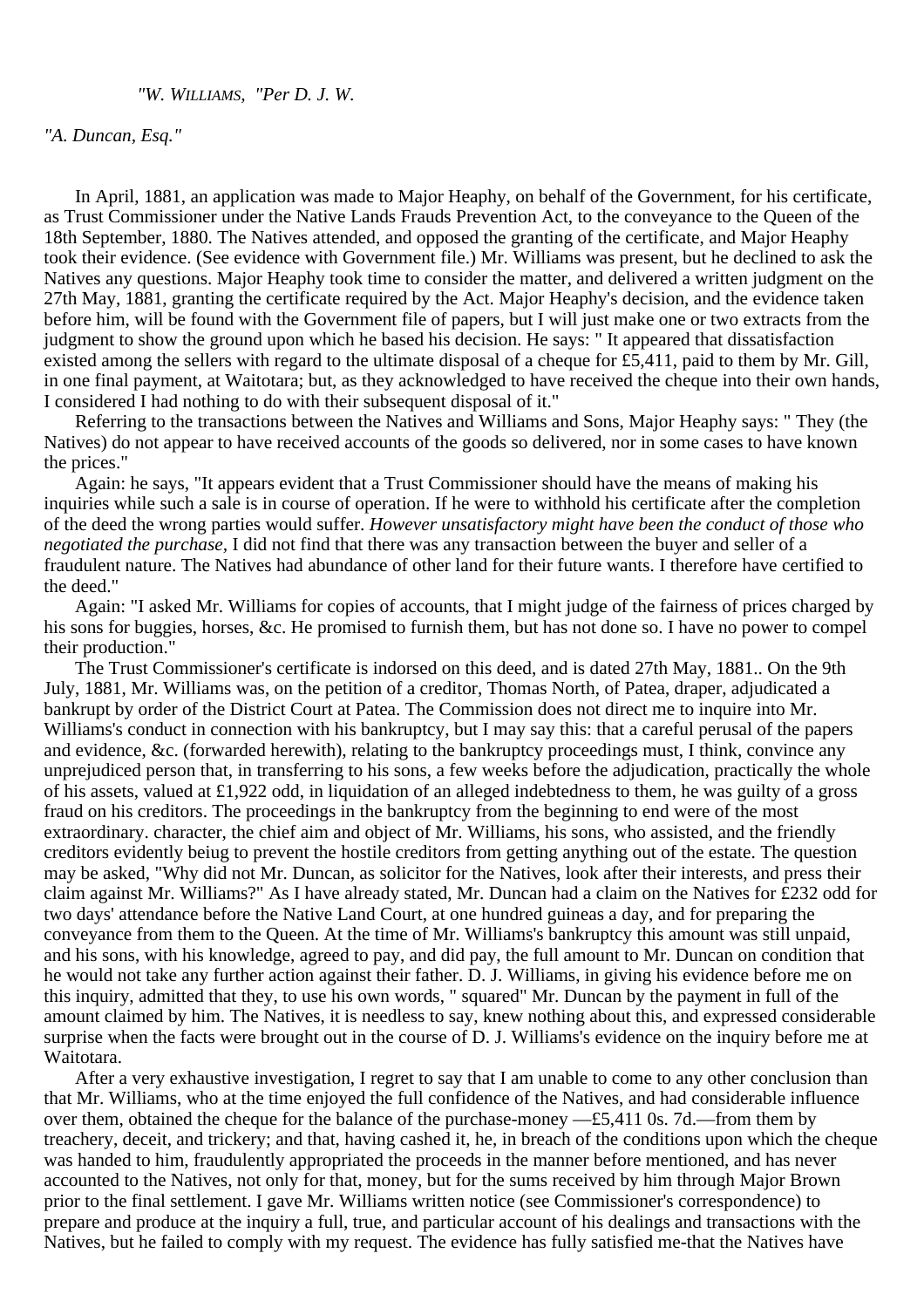*"W. WILLIAMS, "Per D. J. W.*

*"A. Duncan, Esq."*

In April, 1881, an application was made to Major Heaphy, on behalf of the Government, for his certificate, as Trust Commissioner under the Native Lands Frauds Prevention Act, to the conveyance to the Queen of the 18th September, 1880. The Natives attended, and opposed the granting of the certificate, and Major Heaphy took their evidence. (See evidence with Government file.) Mr. Williams was present, but he declined to ask the Natives any questions. Major Heaphy took time to consider the matter, and delivered a written judgment on the 27th May, 1881, granting the certificate required by the Act. Major Heaphy's decision, and the evidence taken before him, will be found with the Government file of papers, but I will just make one or two extracts from the judgment to show the ground upon which he based his decision. He says: " It appeared that dissatisfaction existed among the sellers with regard to the ultimate disposal of a cheque for £5,411, paid to them by Mr. Gill, in one final payment, at Waitotara; but, as they acknowledged to have received the cheque into their own hands, I considered I had nothing to do with their subsequent disposal of it."

Referring to the transactions between the Natives and Williams and Sons, Major Heaphy says: " They (the Natives) do not appear to have received accounts of the goods so delivered, nor in some cases to have known the prices."

Again: he says, "It appears evident that a Trust Commissioner should have the means of making his inquiries while such a sale is in course of operation. If he were to withhold his certificate after the completion of the deed the wrong parties would suffer. *However unsatisfactory might have been the conduct of those who negotiated the purchase*, I did not find that there was any transaction between the buyer and seller of a fraudulent nature. The Natives had abundance of other land for their future wants. I therefore have certified to the deed."

Again: "I asked Mr. Williams for copies of accounts, that I might judge of the fairness of prices charged by his sons for buggies, horses, &c. He promised to furnish them, but has not done so. I have no power to compel their production."

The Trust Commissioner's certificate is indorsed on this deed, and is dated 27th May, 1881.. On the 9th July, 1881, Mr. Williams was, on the petition of a creditor, Thomas North, of Patea, draper, adjudicated a bankrupt by order of the District Court at Patea. The Commission does not direct me to inquire into Mr. Williams's conduct in connection with his bankruptcy, but I may say this: that a careful perusal of the papers and evidence, &c. (forwarded herewith), relating to the bankruptcy proceedings must, I think, convince any unprejudiced person that, in transferring to his sons, a few weeks before the adjudication, practically the whole of his assets, valued at £1,922 odd, in liquidation of an alleged indebtedness to them, he was guilty of a gross fraud on his creditors. The proceedings in the bankruptcy from the beginning to end were of the most extraordinary. character, the chief aim and object of Mr. Williams, his sons, who assisted, and the friendly creditors evidently beiug to prevent the hostile creditors from getting anything out of the estate. The question may be asked, "Why did not Mr. Duncan, as solicitor for the Natives, look after their interests, and press their claim against Mr. Williams?" As I have already stated, Mr. Duncan had a claim on the Natives for £232 odd for two days' attendance before the Native Land Court, at one hundred guineas a day, and for preparing the conveyance from them to the Queen. At the time of Mr. Williams's bankruptcy this amount was still unpaid, and his sons, with his knowledge, agreed to pay, and did pay, the full amount to Mr. Duncan on condition that he would not take any further action against their father. D. J. Williams, in giving his evidence before me on this inquiry, admitted that they, to use his own words, " squared" Mr. Duncan by the payment in full of the amount claimed by him. The Natives, it is needless to say, knew nothing about this, and expressed considerable surprise when the facts were brought out in the course of D. J. Williams's evidence on the inquiry before me at Waitotara.

After a very exhaustive investigation, I regret to say that I am unable to come to any other conclusion than that Mr. Williams, who at the time enjoyed the full confidence of the Natives, and had considerable influence over them, obtained the cheque for the balance of the purchase-money —£5,411 0s. 7d.—from them by treachery, deceit, and trickery; and that, having cashed it, he, in breach of the conditions upon which the cheque was handed to him, fraudulently appropriated the proceeds in the manner before mentioned, and has never accounted to the Natives, not only for that, money, but for the sums received by him through Major Brown prior to the final settlement. I gave Mr. Williams written notice (see Commissioner's correspondence) to prepare and produce at the inquiry a full, true, and particular account of his dealings and transactions with the Natives, but he failed to comply with my request. The evidence has fully satisfied me-that the Natives have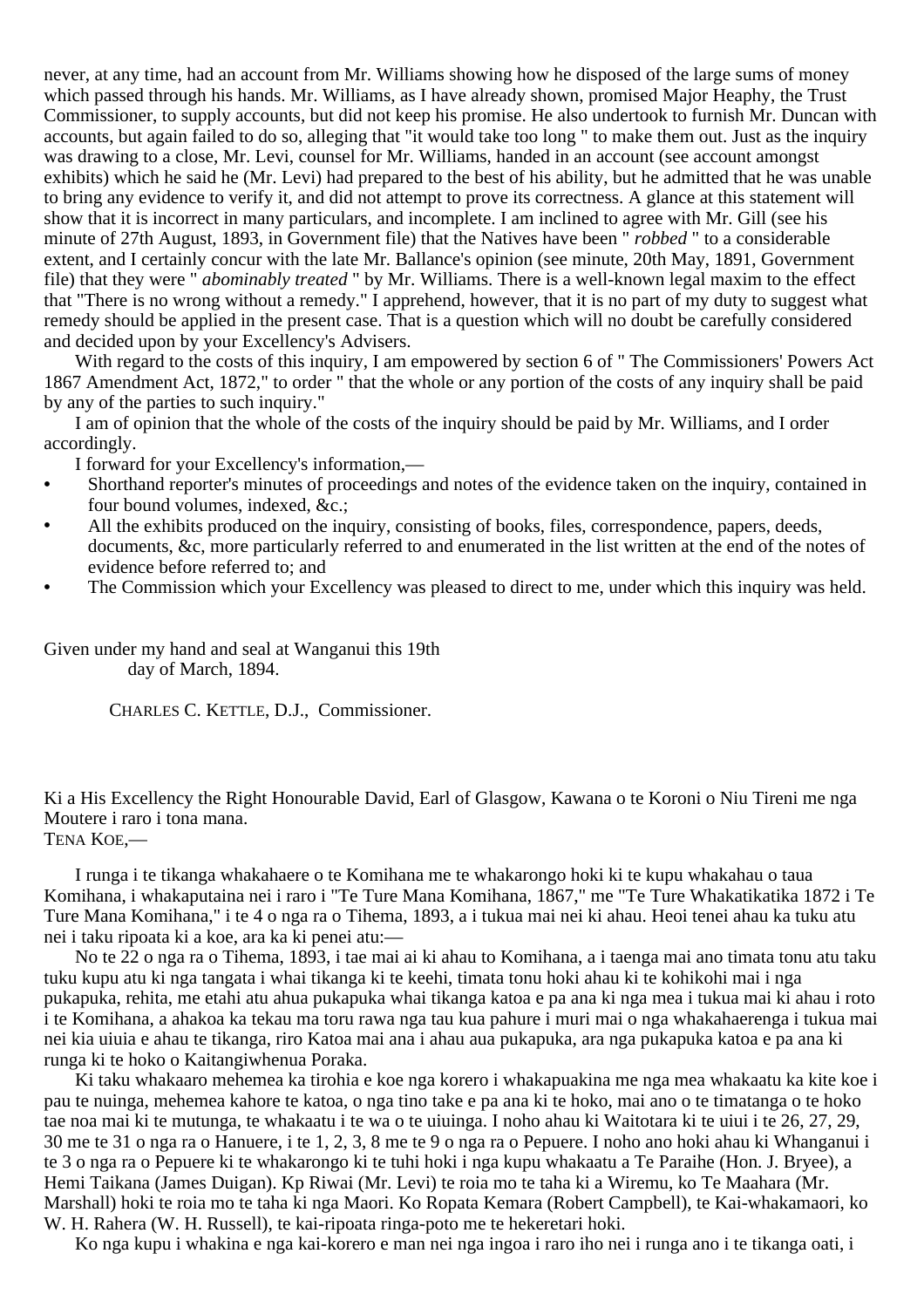never, at any time, had an account from Mr. Williams showing how he disposed of the large sums of money which passed through his hands. Mr. Williams, as I have already shown, promised Major Heaphy, the Trust Commissioner, to supply accounts, but did not keep his promise. He also undertook to furnish Mr. Duncan with accounts, but again failed to do so, alleging that "it would take too long " to make them out. Just as the inquiry was drawing to a close, Mr. Levi, counsel for Mr. Williams, handed in an account (see account amongst exhibits) which he said he (Mr. Levi) had prepared to the best of his ability, but he admitted that he was unable to bring any evidence to verify it, and did not attempt to prove its correctness. A glance at this statement will show that it is incorrect in many particulars, and incomplete. I am inclined to agree with Mr. Gill (see his minute of 27th August, 1893, in Government file) that the Natives have been " *robbed* " to a considerable extent, and I certainly concur with the late Mr. Ballance's opinion (see minute, 20th May, 1891, Government file) that they were " *abominably treated* " by Mr. Williams. There is a well-known legal maxim to the effect that "There is no wrong without a remedy." I apprehend, however, that it is no part of my duty to suggest what remedy should be applied in the present case. That is a question which will no doubt be carefully considered and decided upon by your Excellency's Advisers.

With regard to the costs of this inquiry, I am empowered by section 6 of " The Commissioners' Powers Act 1867 Amendment Act, 1872," to order " that the whole or any portion of the costs of any inquiry shall be paid by any of the parties to such inquiry."

I am of opinion that the whole of the costs of the inquiry should be paid by Mr. Williams, and I order accordingly.

I forward for your Excellency's information,—

- Shorthand reporter's minutes of proceedings and notes of the evidence taken on the inquiry, contained in four bound volumes, indexed, &c.;
- All the exhibits produced on the inquiry, consisting of books, files, correspondence, papers, deeds, documents, &c, more particularly referred to and enumerated in the list written at the end of the notes of evidence before referred to; and
- The Commission which your Excellency was pleased to direct to me, under which this inquiry was held.

Given under my hand and seal at Wanganui this 19th day of March, 1894.

CHARLES C. KETTLE, D.J., Commissioner.

Ki a His Excellency the Right Honourable David, Earl of Glasgow, Kawana o te Koroni o Niu Tireni me nga Moutere i raro i tona mana.

TENA KOE,—

I runga i te tikanga whakahaere o te Komihana me te whakarongo hoki ki te kupu whakahau o taua Komihana, i whakaputaina nei i raro i "Te Ture Mana Komihana, 1867," me "Te Ture Whakatikatika 1872 i Te Ture Mana Komihana," i te 4 o nga ra o Tihema, 1893, a i tukua mai nei ki ahau. Heoi tenei ahau ka tuku atu nei i taku ripoata ki a koe, ara ka ki penei atu:—

No te 22 o nga ra o Tihema, 1893, i tae mai ai ki ahau to Komihana, a i taenga mai ano timata tonu atu taku tuku kupu atu ki nga tangata i whai tikanga ki te keehi, timata tonu hoki ahau ki te kohikohi mai i nga pukapuka, rehita, me etahi atu ahua pukapuka whai tikanga katoa e pa ana ki nga mea i tukua mai ki ahau i roto i te Komihana, a ahakoa ka tekau ma toru rawa nga tau kua pahure i muri mai o nga whakahaerenga i tukua mai nei kia uiuia e ahau te tikanga, riro Katoa mai ana i ahau aua pukapuka, ara nga pukapuka katoa e pa ana ki runga ki te hoko o Kaitangiwhenua Poraka.

Ki taku whakaaro mehemea ka tirohia e koe nga korero i whakapuakina me nga mea whakaatu ka kite koe i pau te nuinga, mehemea kahore te katoa, o nga tino take e pa ana ki te hoko, mai ano o te timatanga o te hoko tae noa mai ki te mutunga, te whakaatu i te wa o te uiuinga. I noho ahau ki Waitotara ki te uiui i te 26, 27, 29, 30 me te 31 o nga ra o Hanuere, i te 1, 2, 3, 8 me te 9 o nga ra o Pepuere. I noho ano hoki ahau ki Whanganui i te 3 o nga ra o Pepuere ki te whakarongo ki te tuhi hoki i nga kupu whakaatu a Te Paraihe (Hon. J. Bryee), a Hemi Taikana (James Duigan). Kp Riwai (Mr. Levi) te roia mo te taha ki a Wiremu, ko Te Maahara (Mr. Marshall) hoki te roia mo te taha ki nga Maori. Ko Ropata Kemara (Robert Campbell), te Kai-whakamaori, ko W. H. Rahera (W. H. Russell), te kai-ripoata ringa-poto me te hekeretari hoki.

Ko nga kupu i whakina e nga kai-korero e man nei nga ingoa i raro iho nei i runga ano i te tikanga oati, i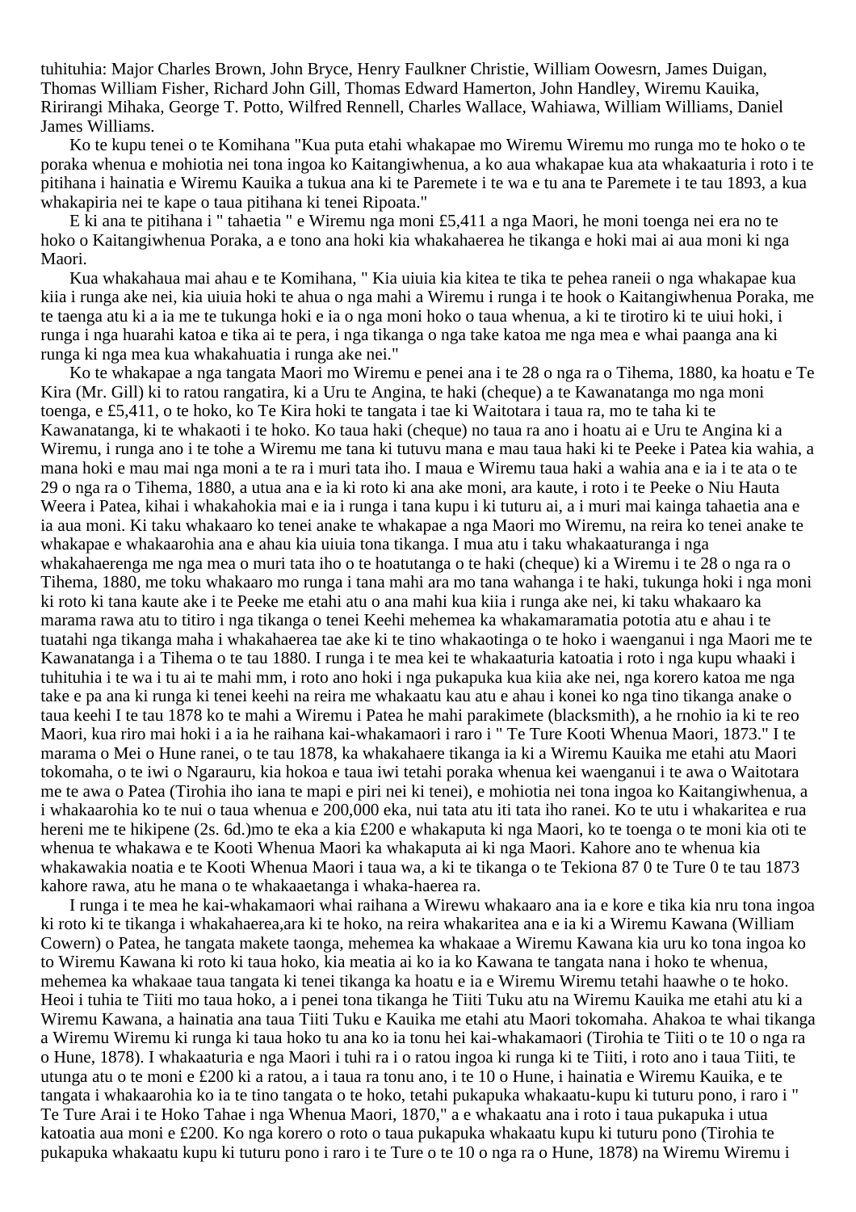tuhituhia: Major Charles Brown, John Bryce, Henry Faulkner Christie, William Oowesrn, James Duigan, Thomas William Fisher, Richard John Gill, Thomas Edward Hamerton, John Handley, Wiremu Kauika, Ririrangi Mihaka, George T. Potto, Wilfred Rennell, Charles Wallace, Wahiawa, William Williams, Daniel James Williams.

Ko te kupu tenei o te Komihana "Kua puta etahi whakapae mo Wiremu Wiremu mo runga mo te hoko o te poraka whenua e mohiotia nei tona ingoa ko Kaitangiwhenua, a ko aua whakapae kua ata whakaaturia i roto i te pitihana i hainatia e Wiremu Kauika a tukua ana ki te Paremete i te wa e tu ana te Paremete i te tau 1893, a kua whakapiria nei te kape o taua pitihana ki tenei Ripoata."

E ki ana te pitihana i " tahaetia " e Wiremu nga moni £5,411 a nga Maori, he moni toenga nei era no te hoko o Kaitangiwhenua Poraka, a e tono ana hoki kia whakahaerea he tikanga e hoki mai ai aua moni ki nga Maori.

Kua whakahaua mai ahau e te Komihana, " Kia uiuia kia kitea te tika te pehea raneii o nga whakapae kua kiia i runga ake nei, kia uiuia hoki te ahua o nga mahi a Wiremu i runga i te hook o Kaitangiwhenua Poraka, me te taenga atu ki a ia me te tukunga hoki e ia o nga moni hoko o taua whenua, a ki te tirotiro ki te uiui hoki, i runga i nga huarahi katoa e tika ai te pera, i nga tikanga o nga take katoa me nga mea e whai paanga ana ki runga ki nga mea kua whakahuatia i runga ake nei."

Ko te whakapae a nga tangata Maori mo Wiremu e penei ana i te 28 o nga ra o Tihema, 1880, ka hoatu e Te Kira (Mr. Gill) ki to ratou rangatira, ki a Uru te Angina, te haki (cheque) a te Kawanatanga mo nga moni toenga, e £5,411, o te hoko, ko Te Kira hoki te tangata i tae ki Waitotara i taua ra, mo te taha ki te Kawanatanga, ki te whakaoti i te hoko. Ko taua haki (cheque) no taua ra ano i hoatu ai e Uru te Angina ki a Wiremu, i runga ano i te tohe a Wiremu me tana ki tutuvu mana e mau taua haki ki te Peeke i Patea kia wahia, a mana hoki e mau mai nga moni a te ra i muri tata iho. I maua e Wiremu taua haki a wahia ana e ia i te ata o te 29 o nga ra o Tihema, 1880, a utua ana e ia ki roto ki ana ake moni, ara kaute, i roto i te Peeke o Niu Hauta Weera i Patea, kihai i whakahokia mai e ia i runga i tana kupu i ki tuturu ai, a i muri mai kainga tahaetia ana e ia aua moni. Ki taku whakaaro ko tenei anake te whakapae a nga Maori mo Wiremu, na reira ko tenei anake te whakapae e whakaarohia ana e ahau kia uiuia tona tikanga. I mua atu i taku whakaaturanga i nga whakahaerenga me nga mea o muri tata iho o te hoatutanga o te haki (cheque) ki a Wiremu i te 28 o nga ra o Tihema, 1880, me toku whakaaro mo runga i tana mahi ara mo tana wahanga i te haki, tukunga hoki i nga moni ki roto ki tana kaute ake i te Peeke me etahi atu o ana mahi kua kiia i runga ake nei, ki taku whakaaro ka marama rawa atu to titiro i nga tikanga o tenei Keehi mehemea ka whakamaramatia pototia atu e ahau i te tuatahi nga tikanga maha i whakahaerea tae ake ki te tino whakaotinga o te hoko i waenganui i nga Maori me te Kawanatanga i a Tihema o te tau 1880. I runga i te mea kei te whakaaturia katoatia i roto i nga kupu whaaki i tuhituhia i te wa i tu ai te mahi mm, i roto ano hoki i nga pukapuka kua kiia ake nei, nga korero katoa me nga take e pa ana ki runga ki tenei keehi na reira me whakaatu kau atu e ahau i konei ko nga tino tikanga anake o taua keehi I te tau 1878 ko te mahi a Wiremu i Patea he mahi parakimete (blacksmith), a he rnohio ia ki te reo Maori, kua riro mai hoki i a ia he raihana kai-whakamaori i raro i " Te Ture Kooti Whenua Maori, 1873." I te marama o Mei o Hune ranei, o te tau 1878, ka whakahaere tikanga ia ki a Wiremu Kauika me etahi atu Maori tokomaha, o te iwi o Ngarauru, kia hokoa e taua iwi tetahi poraka whenua kei waenganui i te awa o Waitotara me te awa o Patea (Tirohia iho iana te mapi e piri nei ki tenei), e mohiotia nei tona ingoa ko Kaitangiwhenua, a i whakaarohia ko te nui o taua whenua e 200,000 eka, nui tata atu iti tata iho ranei. Ko te utu i whakaritea e rua hereni me te hikipene (2s. 6d.)mo te eka a kia £200 e whakaputa ki nga Maori, ko te toenga o te moni kia oti te whenua te whakawa e te Kooti Whenua Maori ka whakaputa ai ki nga Maori. Kahore ano te whenua kia whakawakia noatia e te Kooti Whenua Maori i taua wa, a ki te tikanga o te Tekiona 87 0 te Ture 0 te tau 1873 kahore rawa, atu he mana o te whakaaetanga i whaka-haerea ra.

I runga i te mea he kai-whakamaori whai raihana a Wirewu whakaaro ana ia e kore e tika kia nru tona ingoa ki roto ki te tikanga i whakahaerea,ara ki te hoko, na reira whakaritea ana e ia ki a Wiremu Kawana (William Cowern) o Patea, he tangata makete taonga, mehemea ka whakaae a Wiremu Kawana kia uru ko tona ingoa ko to Wiremu Kawana ki roto ki taua hoko, kia meatia ai ko ia ko Kawana te tangata nana i hoko te whenua, mehemea ka whakaae taua tangata ki tenei tikanga ka hoatu e ia e Wiremu Wiremu tetahi haawhe o te hoko. Heoi i tuhia te Tiiti mo taua hoko, a i penei tona tikanga he Tiiti Tuku atu na Wiremu Kauika me etahi atu ki a Wiremu Kawana, a hainatia ana taua Tiiti Tuku e Kauika me etahi atu Maori tokomaha. Ahakoa te whai tikanga a Wiremu Wiremu ki runga ki taua hoko tu ana ko ia tonu hei kai-whakamaori (Tirohia te Tiiti o te 10 o nga ra o Hune, 1878). I whakaaturia e nga Maori i tuhi ra i o ratou ingoa ki runga ki te Tiiti, i roto ano i taua Tiiti, te utunga atu o te moni e £200 ki a ratou, a i taua ra tonu ano, i te 10 o Hune, i hainatia e Wiremu Kauika, e te tangata i whakaarohia ko ia te tino tangata o te hoko, tetahi pukapuka whakaatu-kupu ki tuturu pono, i raro i " Te Ture Arai i te Hoko Tahae i nga Whenua Maori, 1870," a e whakaatu ana i roto i taua pukapuka i utua katoatia aua moni e £200. Ko nga korero o roto o taua pukapuka whakaatu kupu ki tuturu pono (Tirohia te pukapuka whakaatu kupu ki tuturu pono i raro i te Ture o te 10 o nga ra o Hune, 1878) na Wiremu Wiremu i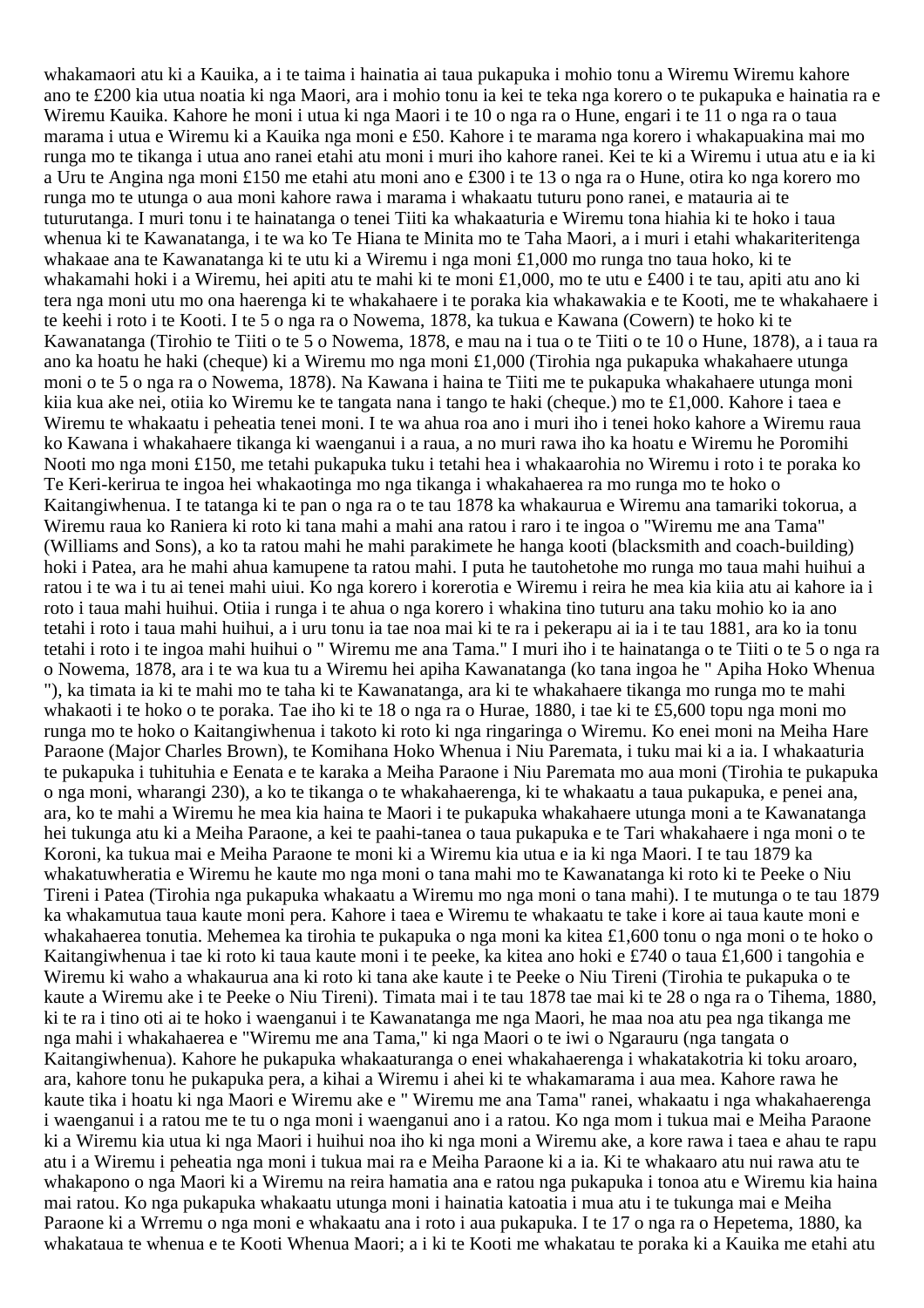whakamaori atu ki a Kauika, a i te taima i hainatia ai taua pukapuka i mohio tonu a Wiremu Wiremu kahore ano te £200 kia utua noatia ki nga Maori, ara i mohio tonu ia kei te teka nga korero o te pukapuka e hainatia ra e Wiremu Kauika. Kahore he moni i utua ki nga Maori i te 10 o nga ra o Hune, engari i te 11 o nga ra o taua marama i utua e Wiremu ki a Kauika nga moni e £50. Kahore i te marama nga korero i whakapuakina mai mo runga mo te tikanga i utua ano ranei etahi atu moni i muri iho kahore ranei. Kei te ki a Wiremu i utua atu e ia ki a Uru te Angina nga moni £150 me etahi atu moni ano e £300 i te 13 o nga ra o Hune, otira ko nga korero mo runga mo te utunga o aua moni kahore rawa i marama i whakaatu tuturu pono ranei, e matauria ai te tuturutanga. I muri tonu i te hainatanga o tenei Tiiti ka whakaaturia e Wiremu tona hiahia ki te hoko i taua whenua ki te Kawanatanga, i te wa ko Te Hiana te Minita mo te Taha Maori, a i muri i etahi whakariteritenga whakaae ana te Kawanatanga ki te utu ki a Wiremu i nga moni £1,000 mo runga tno taua hoko, ki te whakamahi hoki i a Wiremu, hei apiti atu te mahi ki te moni £1,000, mo te utu e £400 i te tau, apiti atu ano ki tera nga moni utu mo ona haerenga ki te whakahaere i te poraka kia whakawakia e te Kooti, me te whakahaere i te keehi i roto i te Kooti. I te 5 o nga ra o Nowema, 1878, ka tukua e Kawana (Cowern) te hoko ki te Kawanatanga (Tirohio te Tiiti o te 5 o Nowema, 1878, e mau na i tua o te Tiiti o te 10 o Hune, 1878), a i taua ra ano ka hoatu he haki (cheque) ki a Wiremu mo nga moni £1,000 (Tirohia nga pukapuka whakahaere utunga moni o te 5 o nga ra o Nowema, 1878). Na Kawana i haina te Tiiti me te pukapuka whakahaere utunga moni kiia kua ake nei, otiia ko Wiremu ke te tangata nana i tango te haki (cheque.) mo te £1,000. Kahore i taea e Wiremu te whakaatu i peheatia tenei moni. I te wa ahua roa ano i muri iho i tenei hoko kahore a Wiremu raua ko Kawana i whakahaere tikanga ki waenganui i a raua, a no muri rawa iho ka hoatu e Wiremu he Poromihi Nooti mo nga moni £150, me tetahi pukapuka tuku i tetahi hea i whakarohia no Wiremu i roto i te poraka ko Te Keri-kerirua te ingoa hei whakaotinga mo nga tikanga i whakahaerea ra mo runga mo te hoko o Kaitangiwhenua. I te tatanga ki te pan o nga ra o te tau 1878 ka whakaurua e Wiremu ana tamariki tokorua, a Wiremu raua ko Raniera ki roto ki tana mahi a mahi ana ratou i raro i te ingoa o "Wiremu me ana Tama" (Williams and Sons), a ko ta ratou mahi he mahi parakimete he hanga kooti (blacksmith and coach-building) hoki i Patea, ara he mahi ahua kamupene ta ratou mahi. I puta he tautohetohe mo runga mo taua mahi huihui a ratou i te wa i tu ai tenei mahi uiui. Ko nga korero i korerotia e Wiremu i reira he mea kia kiia atu ai kahore ia i roto i taua mahi huihui. Otiia i runga i te ahua o nga korero i whakina tino tuturu ana taku mohio ko ia ano tetahi i roto i taua mahi huihui, a i uru tonu ia tae noa mai ki te ra i pekerapu ai ia i te tau 1881, ara ko ia tonu tetahi i roto i te ingoa mahi huihui o " Wiremu me ana Tama." I muri iho i te hainatanga o te Tiiti o te 5 o nga ra o Nowema, 1878, ara i te wa kua tu a Wiremu hei apiha Kawanatanga (ko tana ingoa he " Apiha Hoko Whenua "), ka timata ia ki te mahi mo te taha ki te Kawanatanga, ara ki te whakahaere tikanga mo runga mo te mahi whakaoti i te hoko o te poraka. Tae iho ki te 18 o nga ra o Hurae, 1880, i tae ki te £5,600 topu nga moni mo runga mo te hoko o Kaitangiwhenua i takoto ki roto ki nga ringaringa o Wiremu. Ko enei moni na Meiha Hare Paraone (Major Charles Brown), te Komihana Hoko Whenua i Niu Paremata, i tuku mai ki a ia. I whakaaturia te pukapuka i tuhituhia e Eenata e te karaka a Meiha Paraone i Niu Paremata mo aua moni (Tirohia te pukapuka o nga moni, wharangi 230), a ko te tikanga o te whakahaerenga, ki te whakaatu a taua pukapuka, e penei ana, ara, ko te mahi a Wiremu he mea kia haina te Maori i te pukapuka whakahaere utunga moni a te Kawanatanga hei tukunga atu ki a Meiha Paraone, a kei te paahi-tanea o taua pukapuka e te Tari whakahaere i nga moni o te Koroni, ka tukua mai e Meiha Paraone te moni ki a Wiremu kia utua e ia ki nga Maori. I te tau 1879 ka whakatuwheratia e Wiremu he kaute mo nga moni o tana mahi mo te Kawanatanga ki roto ki te Peeke o Niu Tireni i Patea (Tirohia nga pukapuka whakaatu a Wiremu mo nga moni o tana mahi). I te mutunga o te tau 1879 ka whakamutua taua kaute moni pera. Kahore i taea e Wiremu te whakaatu te take i kore ai taua kaute moni e whakahaerea tonutia. Mehemea ka tirohia te pukapuka o nga moni ka kitea £1,600 tonu o nga moni o te hoko o Kaitangiwhenua i tae ki roto ki taua kaute moni i te peeke, ka kitea ano hoki e £740 o taua £1,600 i tangohia e Wiremu ki waho a whakaurua ana ki roto ki tana ake kaute i te Peeke o Niu Tireni (Tirohia te pukapuka o te kaute a Wiremu ake i te Peeke o Niu Tireni). Timata mai i te tau 1878 tae mai ki te 28 o nga ra o Tihema, 1880, ki te ra i tino oti ai te hoko i waenganui i te Kawanatanga me nga Maori, he maa noa atu pea nga tikanga me nga mahi i whakahaerea e "Wiremu me ana Tama," ki nga Maori o te iwi o Ngarauru (nga tangata o Kaitangiwhenua). Kahore he pukapuka whakaaturanga o enei whakahaerenga i whakatakotria ki toku aroaro, ara, kahore tonu he pukapuka pera, a kihai a Wiremu i ahei ki te whakamarama i aua mea. Kahore rawa he kaute tika i hoatu ki nga Maori e Wiremu ake e " Wiremu me ana Tama" ranei, whakaatu i nga whakahaerenga i waenganui i a ratou me te tu o nga moni i waenganui ano i a ratou. Ko nga mom i tukua mai e Meiha Paraone ki a Wiremu kia utua ki nga Maori i huihui noa iho ki nga moni a Wiremu ake, a kore rawa i taea e ahau te rapu atu i a Wiremu i peheatia nga moni i tukua mai ra e Meiha Paraone ki a ia. Ki te whakaaro atu nui rawa atu te whakapono o nga Maori ki a Wiremu na reira hamatia ana e ratou nga pukapuka i tonoa atu e Wiremu kia haina mai ratou. Ko nga pukapuka whakaatu utunga moni i hainatia katoatia i mua atu i te tukunga mai e Meiha Paraone ki a Wrremu o nga moni e whakaatu ana i roto i aua pukapuka. I te 17 o nga ra o Hepetema, 1880, ka whakataua te whenua e te Kooti Whenua Maori; a i ki te Kooti me whakatau te poraka ki a Kauika me etahi atu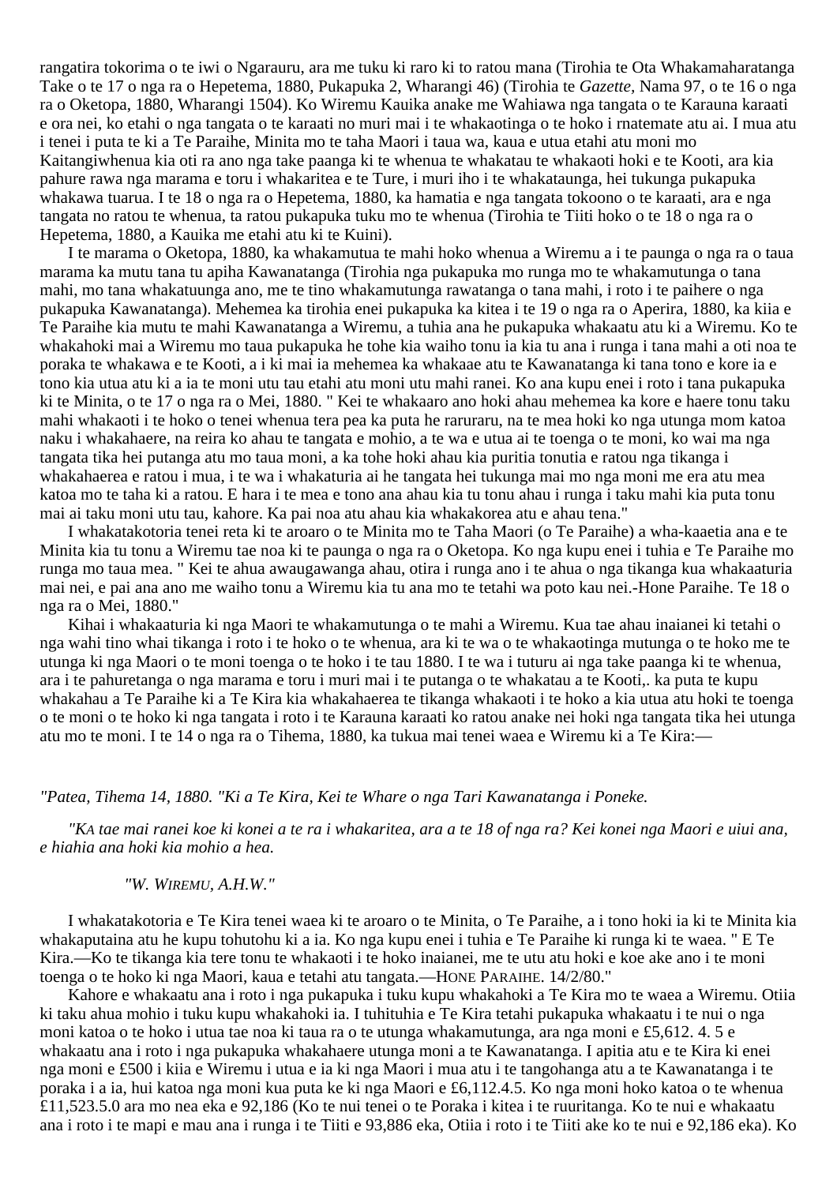rangatira tokorima o te iwi o Ngarauru, ara me tuku ki raro ki to ratou mana (Tirohia te Ota Whakamaharatanga Take o te 17 o nga ra o Hepetema, 1880, Pukapuka 2, Wharangi 46) (Tirohia te *Gazette*, Nama 97, o te 16 o nga ra o Oketopa, 1880, Wharangi 1504). Ko Wiremu Kauika anake me Wahiawa nga tangata o te Karauna karaati e ora nei, ko etahi o nga tangata o te karaati no muri mai i te whakaotinga o te hoko i rnatemate atu ai. I mua atu i tenei i puta te ki a Te Paraihe, Minita mo te taha Maori i taua wa, kaua e utua etahi atu moni mo Kaitangiwhenua kia oti ra ano nga take paanga ki te whenua te whakatau te whakaoti hoki e te Kooti, ara kia pahure rawa nga marama e toru i whakaritea e te Ture, i muri iho i te whakataunga, hei tukunga pukapuka whakawa tuarua. I te 18 o nga ra o Hepetema, 1880, ka hamatia e nga tangata tokoono o te karaati, ara e nga tangata no ratou te whenua, ta ratou pukapuka tuku mo te whenua (Tirohia te Tiiti hoko o te 18 o nga ra o Hepetema, 1880, a Kauika me etahi atu ki te Kuini).

I te marama o Oketopa, 1880, ka whakamutua te mahi hoko whenua a Wiremu a i te paunga o nga ra o taua marama ka mutu tana tu apiha Kawanatanga (Tirohia nga pukapuka mo runga mo te whakamutunga o tana mahi, mo tana whakatuunga ano, me te tino whakamutunga rawatanga o tana mahi, i roto i te paihere o nga pukapuka Kawanatanga). Mehemea ka tirohia enei pukapuka ka kitea i te 19 o nga ra o Aperira, 1880, ka kiia e Te Paraihe kia mutu te mahi Kawanatanga a Wiremu, a tuhia ana he pukapuka whakaatu atu ki a Wiremu. Ko te whakahoki mai a Wiremu mo taua pukapuka he tohe kia waiho tonu ia kia tu ana i runga i tana mahi a oti noa te poraka te whakawa e te Kooti, a i ki mai ia mehemea ka whakaae atu te Kawanatanga ki tana tono e kore ia e tono kia utua atu ki a ia te moni utu tau etahi atu moni utu mahi ranei. Ko ana kupu enei i roto i tana pukapuka ki te Minita, o te 17 o nga ra o Mei, 1880. " Kei te whakaaro ano hoki ahau mehemea ka kore e haere tonu taku mahi whakaoti i te hoko o tenei whenua tera pea ka puta he raruraru, na te mea hoki ko nga utunga mom katoa naku i whakahaere, na reira ko ahau te tangata e mohio, a te wa e utua ai te toenga o te moni, ko wai ma nga tangata tika hei putanga atu mo taua moni, a ka tohe hoki ahau kia puritia tonutia e ratou nga tikanga i whakahaerea e ratou i mua, i te wa i whakaturia ai he tangata hei tukunga mai mo nga moni me era atu mea katoa mo te taha ki a ratou. E hara i te mea e tono ana ahau kia tu tonu ahau i runga i taku mahi kia puta tonu mai ai taku moni utu tau, kahore. Ka pai noa atu ahau kia whakakorea atu e ahau tena."

I whakatakotoria tenei reta ki te aroaro o te Minita mo te Taha Maori (o Te Paraihe) a wha-kaaetia ana e te Minita kia tu tonu a Wiremu tae noa ki te paunga o nga ra o Oketopa. Ko nga kupu enei i tuhia e Te Paraihe mo runga mo taua mea. " Kei te ahua awaugawanga ahau, otira i runga ano i te ahua o nga tikanga kua whakaaturia mai nei, e pai ana ano me waiho tonu a Wiremu kia tu ana mo te tetahi wa poto kau nei.-Hone Paraihe. Te 18 o nga ra o Mei, 1880."

Kihai i whakaaturia ki nga Maori te whakamutunga o te mahi a Wiremu. Kua tae ahau inaianei ki tetahi o nga wahi tino whai tikanga i roto i te hoko o te whenua, ara ki te wa o te whakaotinga mutunga o te hoko me te utunga ki nga Maori o te moni toenga o te hoko i te tau 1880. I te wa i tuturu ai nga take paanga ki te whenua, ara i te pahuretanga o nga marama e toru i muri mai i te putanga o te whakatau a te Kooti,. ka puta te kupu whakahau a Te Paraihe ki a Te Kira kia whakahaerea te tikanga whakaoti i te hoko a kia utua atu hoki te toenga o te moni o te hoko ki nga tangata i roto i te Karauna karaati ko ratou anake nei hoki nga tangata tika hei utunga atu mo te moni. I te 14 o nga ra o Tihema, 1880, ka tukua mai tenei waea e Wiremu ki a Te Kira:—

*"Patea, Tihema 14, 1880. "Ki a Te Kira, Kei te Whare o nga Tari Kawanatanga i Poneke.*

*"KA tae mai ranei koe ki konei a te ra i whakaritea, ara a te 18 of nga ra? Kei konei nga Maori e uiui ana, e hiahia ana hoki kia mohio a hea.*

*"W. WIREMU, A.H.W."*

I whakatakotoria e Te Kira tenei waea ki te aroaro o te Minita, o Te Paraihe, a i tono hoki ia ki te Minita kia whakaputaina atu he kupu tohutohu ki a ia. Ko nga kupu enei i tuhia e Te Paraihe ki runga ki te waea. " E Te Kira.—Ko te tikanga kia tere tonu te whakaoti i te hoko inaianei, me te utu atu hoki e koe ake ano i te moni toenga o te hoko ki nga Maori, kaua e tetahi atu tangata.—HONE PARAIHE. 14/2/80."

Kahore e whakaatu ana i roto i nga pukapuka i tuku kupu whakahoki a Te Kira mo te waea a Wiremu. Otiia ki taku ahua mohio i tuku kupu whakahoki ia. I tuhituhia e Te Kira tetahi pukapuka whakaatu i te nui o nga moni katoa o te hoko i utua tae noa ki taua ra o te utunga whakamutunga, ara nga moni e £5,612. 4. 5 e whakaatu ana i roto i nga pukapuka whakahaere utunga moni a te Kawanatanga. I apitia atu e te Kira ki enei nga moni e £500 i kiia e Wiremu i utua e ia ki nga Maori i mua atu i te tangohanga atu a te Kawanatanga i te poraka i a ia, hui katoa nga moni kua puta ke ki nga Maori e £6,112.4.5. Ko nga moni hoko katoa o te whenua £11,523.5.0 ara mo nea eka e 92,186 (Ko te nui tenei o te Poraka i kitea i te ruuritanga. Ko te nui e whakaatu ana i roto i te mapi e mau ana i runga i te Tiiti e 93,886 eka, Otiia i roto i te Tiiti ake ko te nui e 92,186 eka). Ko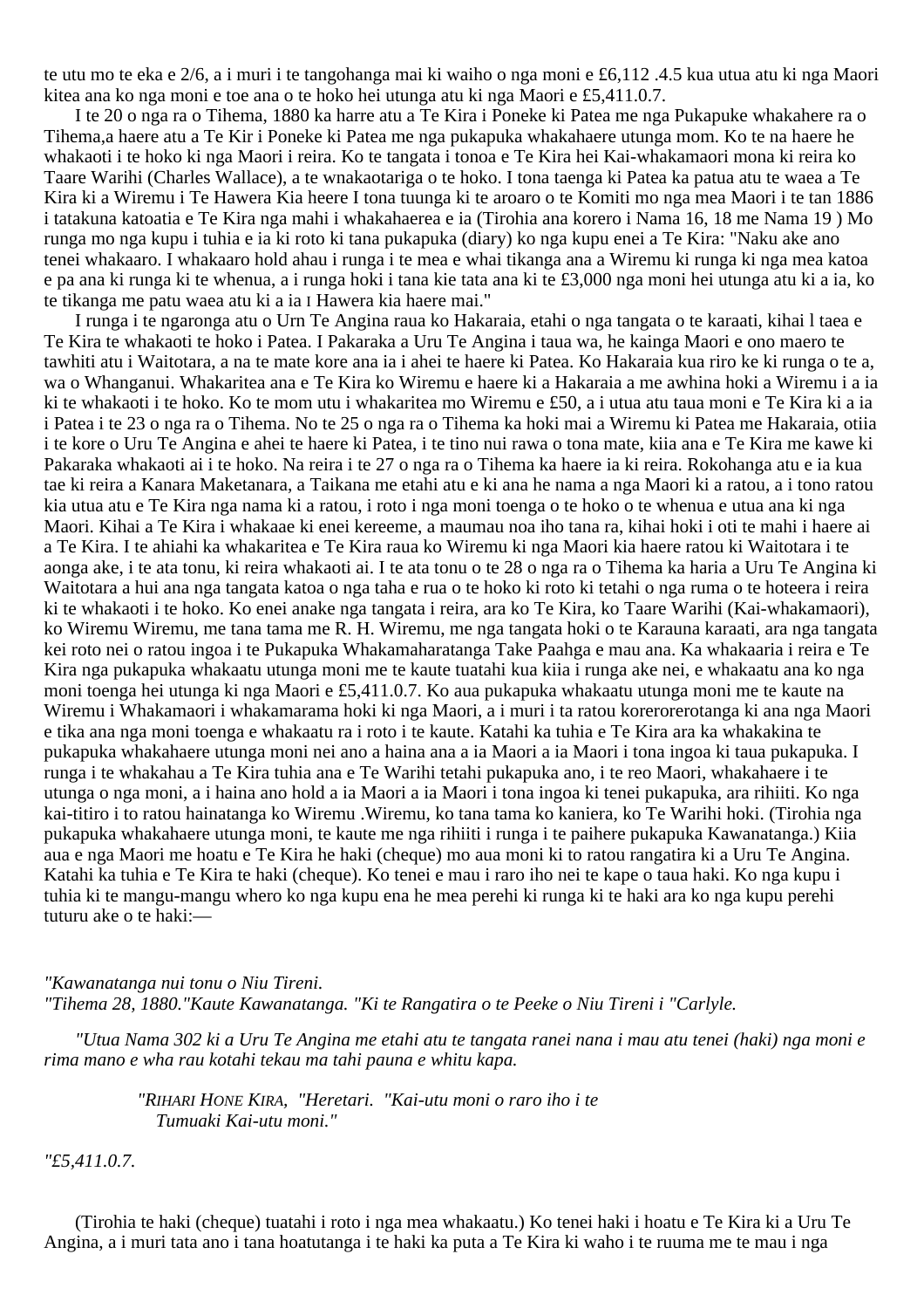te utu mo te eka e 2/6, a i muri i te tangohanga mai ki waiho o nga moni e £6,112 .4.5 kua utua atu ki nga Maori kitea ana ko nga moni e toe ana o te hoko hei utunga atu ki nga Maori e £5,411.0.7.

I te 20 o nga ra o Tihema, 1880 ka harre atu a Te Kira i Poneke ki Patea me nga Pukapuke whakahere ra o Tihema,a haere atu a Te Kir i Poneke ki Patea me nga pukapuka whakahaere utunga mom. Ko te na haere he whakaoti i te hoko ki nga Maori i reira. Ko te tangata i tonoa e Te Kira hei Kai-whakamaori mona ki reira ko Taare Warihi (Charles Wallace), a te wnakaotariga o te hoko. I tona taenga ki Patea ka patua atu te waea a Te Kira ki a Wiremu i Te Hawera Kia heere I tona tuunga ki te aroaro o te Komiti mo nga mea Maori i te tan 1886 i tatakuna katoatia e Te Kira nga mahi i whakahaerea e ia (Tirohia ana korero i Nama 16, 18 me Nama 19 ) Mo runga mo nga kupu i tuhia e ia ki roto ki tana pukapuka (diary) ko nga kupu enei a Te Kira: "Naku ake ano tenei whakaaro. I whakaaro hold ahau i runga i te mea e whai tikanga ana a Wiremu ki runga ki nga mea katoa e pa ana ki runga ki te whenua, a i runga hoki i tana kie tata ana ki te £3,000 nga moni hei utunga atu ki a ia, ko te tikanga me patu waea atu ki a ia ı Hawera kia haere mai."

I runga i te ngaronga atu o Urn Te Angina raua ko Hakaraia, etahi o nga tangata o te karaati, kihai l taea e Te Kira te whakaoti te hoko i Patea. I Pakaraka a Uru Te Angina i taua wa, he kainga Maori e ono maero te tawhiti atu i Waitotara, a na te mate kore ana ia i ahei te haere ki Patea. Ko Hakaraia kua riro ke ki runga o te a, wa o Whanganui. Whakaritea ana e Te Kira ko Wiremu e haere ki a Hakaraia a me awhina hoki a Wiremu i a ia ki te whakaoti i te hoko. Ko te mom utu i whakaritea mo Wiremu e £50, a i utua atu taua moni e Te Kira ki a ia i Patea i te 23 o nga ra o Tihema. No te 25 o nga ra o Tihema ka hoki mai a Wiremu ki Patea me Hakaraia, otiia i te kore o Uru Te Angina e ahei te haere ki Patea, i te tino nui rawa o tona mate, kiia ana e Te Kira me kawe ki Pakaraka whakaoti ai i te hoko. Na reira i te 27 o nga ra o Tihema ka haere ia ki reira. Rokohanga atu e ia kua tae ki reira a Kanara Maketanara, a Taikana me etahi atu e ki ana he nama a nga Maori ki a ratou, a i tono ratou kia utua atu e Te Kira nga nama ki a ratou, i roto i nga moni toenga o te hoko o te whenua e utua ana ki nga Maori. Kihai a Te Kira i whakaae ki enei kereeme, a maumau noa iho tana ra, kihai hoki i oti te mahi i haere ai a Te Kira. I te ahiahi ka whakaritea e Te Kira raua ko Wiremu ki nga Maori kia haere ratou ki Waitotara i te aonga ake, i te ata tonu, ki reira whakaoti ai. I te ata tonu o te 28 o nga ra o Tihema ka haria a Uru Te Angina ki Waitotara a hui ana nga tangata katoa o nga taha e rua o te hoko ki roto ki tetahi o nga ruma o te hoteera i reira ki te whakaoti i te hoko. Ko enei anake nga tangata i reira, ara ko Te Kira, ko Taare Warihi (Kai-whakamaori), ko Wiremu Wiremu, me tana tama me R. H. Wiremu, me nga tangata hoki o te Karauna karaati, ara nga tangata kei roto nei o ratou ingoa i te Pukapuka Whakamaharatanga Take Paahga e mau ana. Ka whakaaria i reira e Te Kira nga pukapuka whakaatu utunga moni me te kaute tuatahi kua kiia i runga ake nei, e whakaatu ana ko nga moni toenga hei utunga ki nga Maori e £5,411.0.7. Ko aua pukapuka whakaatu utunga moni me te kaute na Wiremu i Whakamaori i whakamarama hoki ki nga Maori, a i muri i ta ratou korerorerotanga ki ana nga Maori e tika ana nga moni toenga e whakaatu ra i roto i te kaute. Katahi ka tuhia e Te Kira ara ka whakakina te pukapuka whakahaere utunga moni nei ano a haina ana a ia Maori a ia Maori i tona ingoa ki taua pukapuka. I runga i te whakahau a Te Kira tuhia ana e Te Warihi tetahi pukapuka ano, i te reo Maori, whakahaere i te utunga o nga moni, a i haina ano hold a ia Maori a ia Maori i tona ingoa ki tenei pukapuka, ara rihiiti. Ko nga kai-titiro i to ratou hainatanga ko Wiremu .Wiremu, ko tana tama ko kaniera, ko Te Warihi hoki. (Tirohia nga pukapuka whakahaere utunga moni, te kaute me nga rihiiti i runga i te paihere pukapuka Kawanatanga.) Kiia aua e nga Maori me hoatu e Te Kira he haki (cheque) mo aua moni ki to ratou rangatira ki a Uru Te Angina. Katahi ka tuhia e Te Kira te haki (cheque). Ko tenei e mau i raro iho nei te kape o taua haki. Ko nga kupu i tuhia ki te mangu-mangu whero ko nga kupu ena he mea perehi ki runga ki te haki ara ko nga kupu perehi tuturu ake o te haki:—

*"Kawanatanga nui tonu o Niu Tireni.*
*"Tihema 28, 1880."Kaute Kawanatanga. "Ki te Rangatira o te Peeke o Niu Tireni i "Carlyle.*

*"Utua Nama 302 ki a Uru Te Angina me etahi atu te tangata ranei nana i mau atu tenei (haki) nga moni e rima mano e wha rau kotahi tekau ma tahi pauna e whitu kapa.*

*"RIHARI HONE KIRA, "Heretari. "Kai-utu moni o raro iho i te Tumuaki Kai-utu moni."*

*"£5,411.0.7.*

(Tirohia te haki (cheque) tuatahi i roto i nga mea whakaatu.) Ko tenei haki i hoatu e Te Kira ki a Uru Te Angina, a i muri tata ano i tana hoatutanga i te haki ka puta a Te Kira ki waho i te ruuma me te mau i nga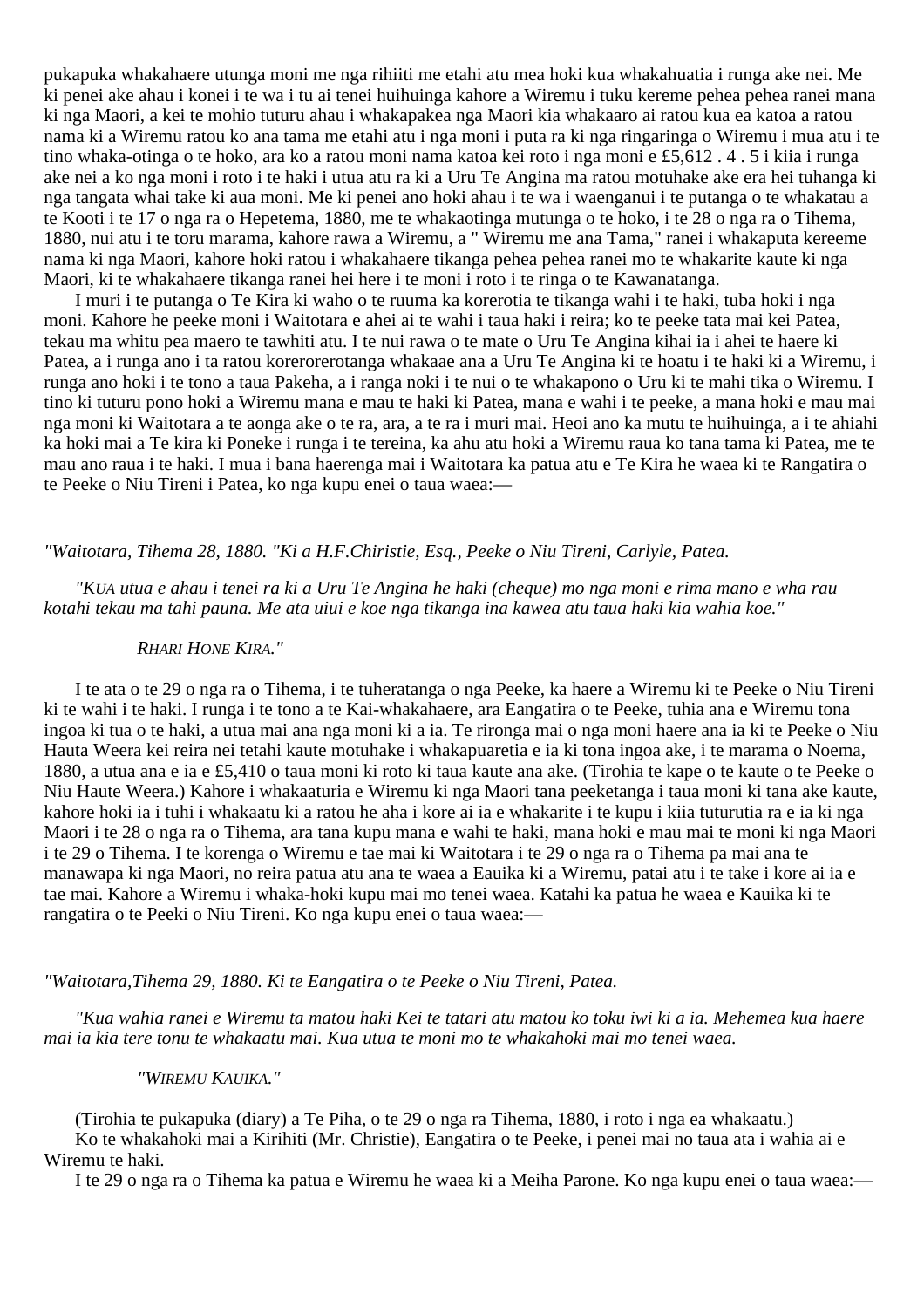pukapuka whakahaere utunga moni me nga rihiiti me etahi atu mea hoki kua whakahuatia i runga ake nei. Me ki penei ake ahau i konei i te wa i tu ai tenei huihuinga kahore a Wiremu i tuku kereme pehea pehea ranei mana ki nga Maori, a kei te mohio tuturu ahau i whakapakea nga Maori kia whakaaro ai ratou kua ea katoa a ratou nama ki a Wiremu ratou ko ana tama me etahi atu i nga moni i puta ra ki nga ringaringa o Wiremu i mua atu i te tino whaka-otinga o te hoko, ara ko a ratou moni nama katoa kei roto i nga moni e £5,612 . 4 . 5 i kiia i runga ake nei a ko nga moni i roto i te haki i utua atu ra ki a Uru Te Angina ma ratou motuhake ake era hei tuhanga ki nga tangata whai take ki aua moni. Me ki penei ano hoki ahau i te wa i waenganui i te putanga o te whakatau a te Kooti i te 17 o nga ra o Hepetema, 1880, me te whakaotinga mutunga o te hoko, i te 28 o nga ra o Tihema, 1880, nui atu i te toru marama, kahore rawa a Wiremu, a " Wiremu me ana Tama," ranei i whakaputa kereeme nama ki nga Maori, kahore hoki ratou i whakahaere tikanga pehea pehea ranei mo te whakarite kaute ki nga Maori, ki te whakahaere tikanga ranei hei here i te moni i roto i te ringa o te Kawanatanga.

I muri i te putanga o Te Kira ki waho o te ruuma ka korerotia te tikanga wahi i te haki, tuba hoki i nga moni. Kahore he peeke moni i Waitotara e ahei ai te wahi i taua haki i reira; ko te peeke tata mai kei Patea, tekau ma whitu pea maero te tawhiti atu. I te nui rawa o te mate o Uru Te Angina kihai ia i ahei te haere ki Patea, a i runga ano i ta ratou korerorerotanga whakaae ana a Uru Te Angina ki te hoatu i te haki ki a Wiremu, i runga ano hoki i te tono a taua Pakeha, a i ranga noki i te nui o te whakapono o Uru ki te mahi tika o Wiremu. I tino ki tuturu pono hoki a Wiremu mana e mau te haki ki Patea, mana e wahi i te peeke, a mana hoki e mau mai nga moni ki Waitotara a te aonga ake o te ra, ara, a te ra i muri mai. Heoi ano ka mutu te huihuinga, a i te ahiahi ka hoki mai a Te kira ki Poneke i runga i te tereina, ka ahu atu hoki a Wiremu raua ko tana tama ki Patea, me te mau ano raua i te haki. I mua i bana haerenga mai i Waitotara ka patua atu e Te Kira he waea ki te Rangatira o te Peeke o Niu Tireni i Patea, ko nga kupu enei o taua waea:—

*"Waitotara, Tihema 28, 1880. "Ki a H.F.Chiristie, Esq., Peeke o Niu Tireni, Carlyle, Patea.*

*"KUA utua e ahau i tenei ra ki a Uru Te Angina he haki (cheque) mo nga moni e rima mano e wha rau kotahi tekau ma tahi pauna. Me ata uiui e koe nga tikanga ina kawea atu taua haki kia wahia koe."*

*RHARI HONE KIRA."*

I te ata o te 29 o nga ra o Tihema, i te tuheratanga o nga Peeke, ka haere a Wiremu ki te Peeke o Niu Tireni ki te wahi i te haki. I runga i te tono a te Kai-whakahaere, ara Eangatira o te Peeke, tuhia ana e Wiremu tona ingoa ki tua o te haki, a utua mai ana nga moni ki a ia. Te rironga mai o nga moni haere ana ia ki te Peeke o Niu Hauta Weera kei reira nei tetahi kaute motuhake i whakapuaretia e ia ki tona ingoa ake, i te marama o Noema, 1880, a utua ana e ia e £5,410 o taua moni ki roto ki taua kaute ana ake. (Tirohia te kape o te kaute o te Peeke o Niu Haute Weera.) Kahore i whakaaturia e Wiremu ki nga Maori tana peeketanga i taua moni ki tana ake kaute, kahore hoki ia i tuhi i whakaatu ki a ratou he aha i kore ai ia e whakarite i te kupu i kiia tuturutia ra e ia ki nga Maori i te 28 o nga ra o Tihema, ara tana kupu mana e wahi te haki, mana hoki e mau mai te moni ki nga Maori i te 29 o Tihema. I te korenga o Wiremu e tae mai ki Waitotara i te 29 o nga ra o Tihema pa mai ana te manawapa ki nga Maori, no reira patua atu ana te waea a Eauika ki a Wiremu, patai atu i te take i kore ai ia e tae mai. Kahore a Wiremu i whaka-hoki kupu mai mo tenei waea. Katahi ka patua he waea e Kauika ki te rangatira o te Peeki o Niu Tireni. Ko nga kupu enei o taua waea:—

*"Waitotara,Tihema 29, 1880. Ki te Eangatira o te Peeke o Niu Tireni, Patea.*

*"Kua wahia ranei e Wiremu ta matou haki Kei te tatari atu matou ko toku iwi ki a ia. Mehemea kua haere mai ia kia tere tonu te whakaatu mai. Kua utua te moni mo te whakahoki mai mo tenei waea.*

*"WIREMU KAUIKA."*

(Tirohia te pukapuka (diary) a Te Piha, o te 29 o nga ra Tihema, 1880, i roto i nga ea whakaatu.)

Ko te whakahoki mai a Kirihiti (Mr. Christie), Eangatira o te Peeke, i penei mai no taua ata i wahia ai e Wiremu te haki.

I te 29 o nga ra o Tihema ka patua e Wiremu he waea ki a Meiha Parone. Ko nga kupu enei o taua waea:—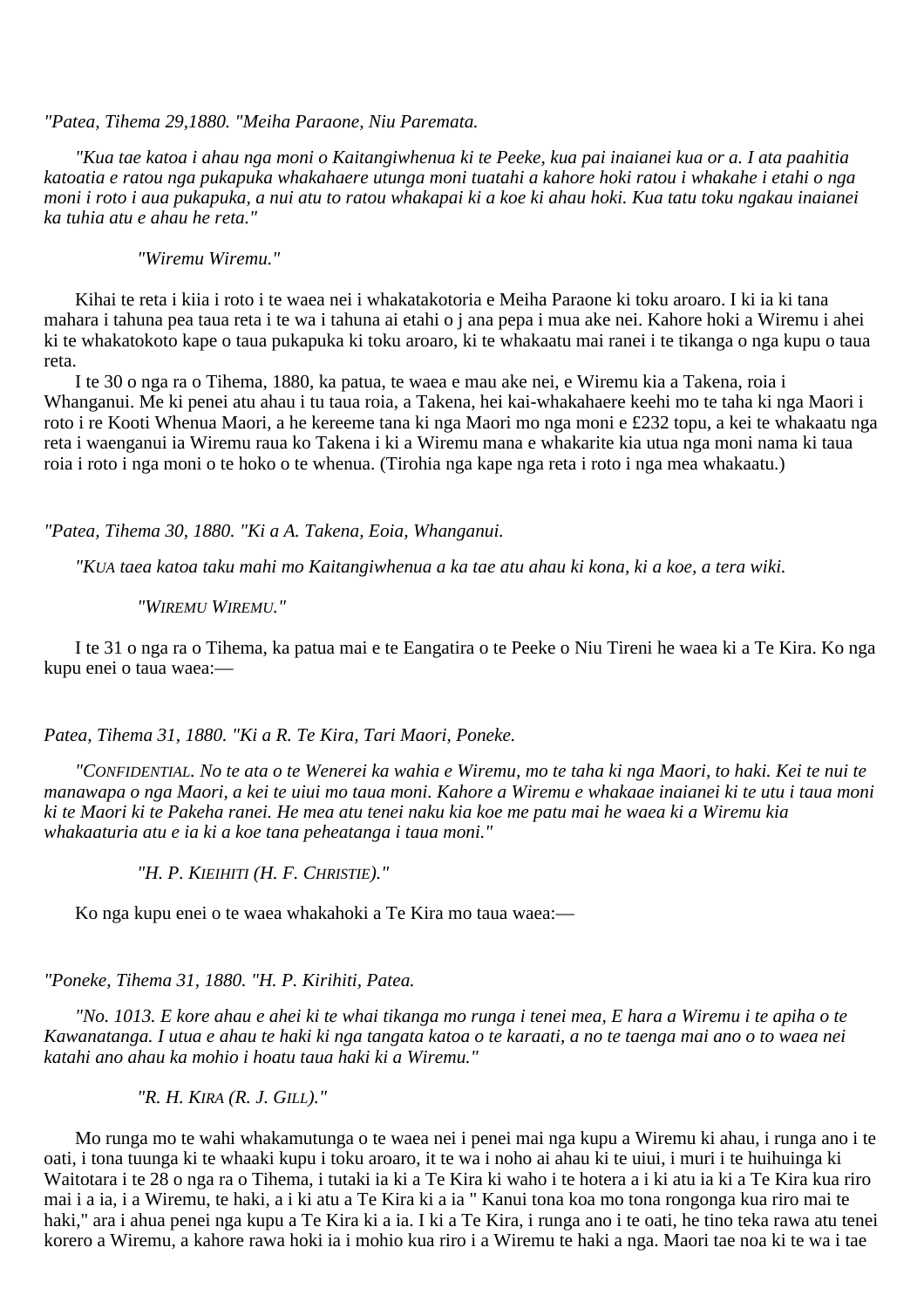*"Patea, Tihema 29,1880. "Meiha Paraone, Niu Paremata.*

*"Kua tae katoa i ahau nga moni o Kaitangiwhenua ki te Peeke, kua pai inaianei kua or a. I ata paahitia katoatia e ratou nga pukapuka whakahaere utunga moni tuatahi a kahore hoki ratou i whakahe i etahi o nga moni i roto i aua pukapuka, a nui atu to ratou whakapai ki a koe ki ahau hoki. Kua tatu toku ngakau inaianei ka tuhia atu e ahau he reta."*

*"Wiremu Wiremu."*

Kihai te reta i kiia i roto i te waea nei i whakatakotoria e Meiha Paraone ki toku aroaro. I ki ia ki tana mahara i tahuna pea taua reta i te wa i tahuna ai etahi o j ana pepa i mua ake nei. Kahore hoki a Wiremu i ahei ki te whakatokoto kape o taua pukapuka ki toku aroaro, ki te whakaatu mai ranei i te tikanga o nga kupu o taua reta.

I te 30 o nga ra o Tihema, 1880, ka patua, te waea e mau ake nei, e Wiremu kia a Takena, roia i Whanganui. Me ki penei atu ahau i tu taua roia, a Takena, hei kai-whakahaere keehi mo te taha ki nga Maori i roto i re Kooti Whenua Maori, a he kereeme tana ki nga Maori mo nga moni e £232 topu, a kei te whakaatu nga reta i waenganui ia Wiremu raua ko Takena i ki a Wiremu mana e whakarite kia utua nga moni nama ki taua roia i roto i nga moni o te hoko o te whenua. (Tirohia nga kape nga reta i roto i nga mea whakaatu.)

*"Patea, Tihema 30, 1880. "Ki a A. Takena, Eoia, Whanganui.*

*"KUA taea katoa taku mahi mo Kaitangiwhenua a ka tae atu ahau ki kona, ki a koe, a tera wiki.*

*"WIREMU WIREMU."*

I te 31 o nga ra o Tihema, ka patua mai e te Eangatira o te Peeke o Niu Tireni he waea ki a Te Kira. Ko nga kupu enei o taua waea:—

*Patea, Tihema 31, 1880. "Ki a R. Te Kira, Tari Maori, Poneke.*

*"CONFIDENTIAL. No te ata o te Wenerei ka wahia e Wiremu, mo te taha ki nga Maori, to haki. Kei te nui te manawapa o nga Maori, a kei te uiui mo taua moni. Kahore a Wiremu e whakaae inaianei ki te utu i taua moni ki te Maori ki te Pakeha ranei. He mea atu tenei naku kia koe me patu mai he waea ki a Wiremu kia whakaaturia atu e ia ki a koe tana peheatanga i taua moni."*

*"H. P. KIEIHITI (H. F. CHRISTIE)."*

Ko nga kupu enei o te waea whakahoki a Te Kira mo taua waea:—

*"Poneke, Tihema 31, 1880. "H. P. Kirihiti, Patea.*

*"No. 1013. E kore ahau e ahei ki te whai tikanga mo runga i tenei mea, E hara a Wiremu i te apiha o te Kawanatanga. I utua e ahau te haki ki nga tangata katoa o te karaati, a no te taenga mai ano o to waea nei katahi ano ahau ka mohio i hoatu taua haki ki a Wiremu."*

*"R. H. KIRA (R. J. GILL)."*

Mo runga mo te wahi whakamutunga o te waea nei i penei mai nga kupu a Wiremu ki ahau, i runga ano i te oati, i tona tuunga ki te whaaki kupu i toku aroaro, it te wa i noho ai ahau ki te uiui, i muri i te huihuinga ki Waitotara i te 28 o nga ra o Tihema, i tutaki ia ki a Te Kira ki waho i te hotera a i ki atu ia ki a Te Kira kua riro mai i a ia, i a Wiremu, te haki, a i ki atu a Te Kira ki a ia " Kanui tona koa mo tona rongonga kua riro mai te haki," ara i ahua penei nga kupu a Te Kira ki a ia. I ki a Te Kira, i runga ano i te oati, he tino teka rawa atu tenei korero a Wiremu, a kahore rawa hoki ia i mohio kua riro i a Wiremu te haki a nga. Maori tae noa ki te wa i tae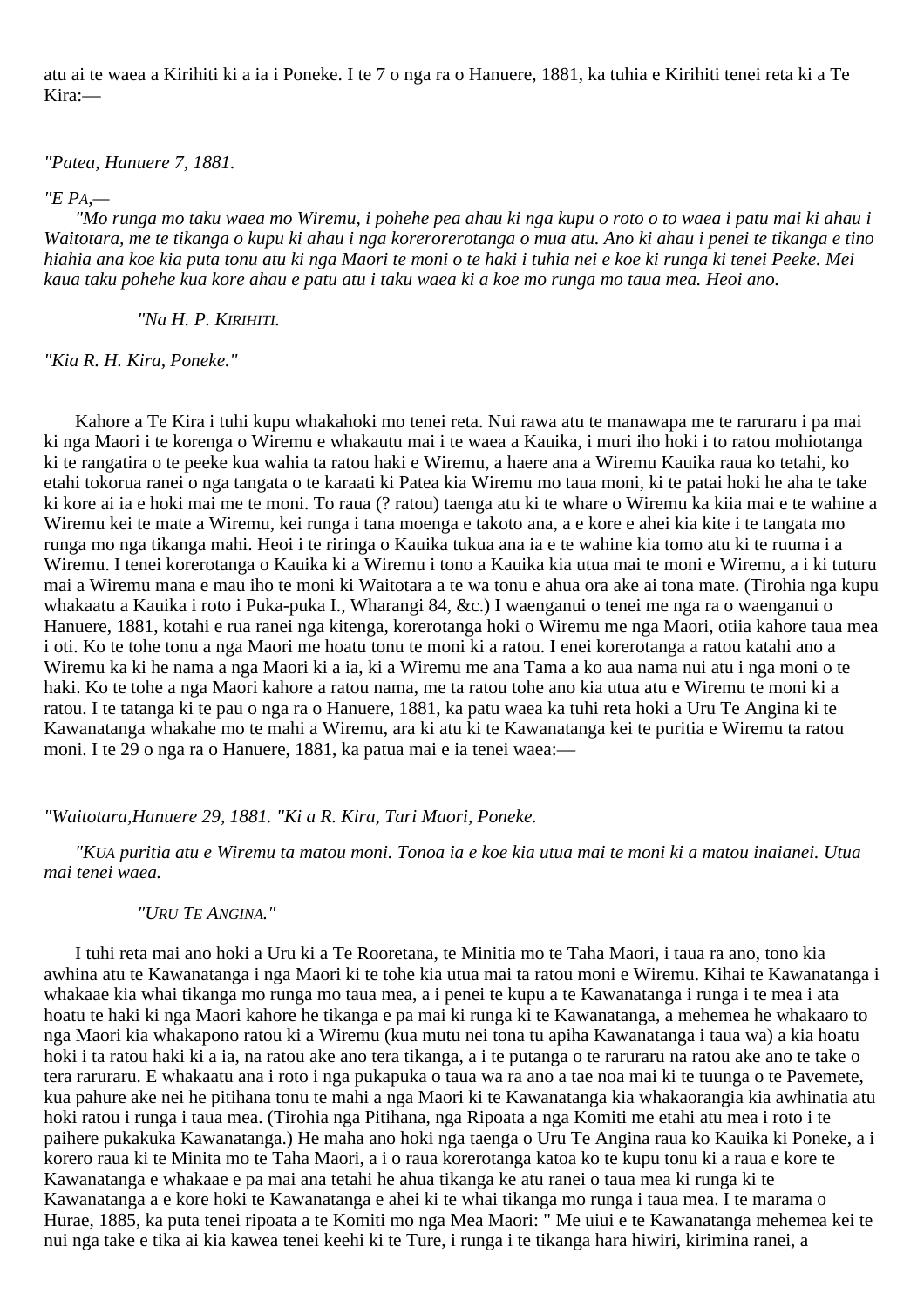atu ai te waea a Kirihiti ki a ia i Poneke. I te 7 o nga ra o Hanuere, 1881, ka tuhia e Kirihiti tenei reta ki a Te Kira:—

*"Patea, Hanuere 7, 1881.*

*"E PA,—*

*"Mo runga mo taku waea mo Wiremu, i pohehe pea ahau ki nga kupu o roto o to waea i patu mai ki ahau i Waitotara, me te tikanga o kupu ki ahau i nga korerorerotanga o mua atu. Ano ki ahau i penei te tikanga e tino hiahia ana koe kia puta tonu atu ki nga Maori te moni o te haki i tuhia nei e koe ki runga ki tenei Peeke. Mei kaua taku pohehe kua kore ahau e patu atu i taku waea ki a koe mo runga mo taua mea. Heoi ano.*

*"Na H. P. KIRIHITI.*

*"Kia R. H. Kira, Poneke."*

Kahore a Te Kira i tuhi kupu whakahoki mo tenei reta. Nui rawa atu te manawapa me te raruraru i pa mai ki nga Maori i te korenga o Wiremu e whakautu mai i te waea a Kauika, i muri iho hoki i to ratou mohiotanga ki te rangatira o te peeke kua wahia ta ratou haki e Wiremu, a haere ana a Wiremu Kauika raua ko tetahi, ko etahi tokorua ranei o nga tangata o te karaati ki Patea kia Wiremu mo taua moni, ki te patai hoki he aha te take ki kore ai ia e hoki mai me te moni. To raua (? ratou) taenga atu ki te whare o Wiremu ka kiia mai e te wahine a Wiremu kei te mate a Wiremu, kei runga i tana moenga e takoto ana, a e kore e ahei kia kite i te tangata mo runga mo nga tikanga mahi. Heoi i te riringa o Kauika tukua ana ia e te wahine kia tomo atu ki te ruuma i a Wiremu. I tenei korerotanga o Kauika ki a Wiremu i tono a Kauika kia utua mai te moni e Wiremu, a i ki tuturu mai a Wiremu mana e mau iho te moni ki Waitotara a te wa tonu e ahua ora ake ai tona mate. (Tirohia nga kupu whakaatu a Kauika i roto i Puka-puka I., Wharangi 84, &c.) I waenganui o tenei me nga ra o waenganui o Hanuere, 1881, kotahi e rua ranei nga kitenga, korerotanga hoki o Wiremu me nga Maori, otiia kahore taua mea i oti. Ko te tohe tonu a nga Maori me hoatu tonu te moni ki a ratou. I enei korerotanga a ratou katahi ano a Wiremu ka ki he nama a nga Maori ki a ia, ki a Wiremu me ana Tama a ko aua nama nui atu i nga moni o te haki. Ko te tohe a nga Maori kahore a ratou nama, me ta ratou tohe ano kia utua atu e Wiremu te moni ki a ratou. I te tatanga ki te pau o nga ra o Hanuere, 1881, ka patu waea ka tuhi reta hoki a Uru Te Angina ki te Kawanatanga whakahe mo te mahi a Wiremu, ara ki atu ki te Kawanatanga kei te puritia e Wiremu ta ratou moni. I te 29 o nga ra o Hanuere, 1881, ka patua mai e ia tenei waea:—

*"Waitotara,Hanuere 29, 1881. "Ki a R. Kira, Tari Maori, Poneke.*

*"KUA puritia atu e Wiremu ta matou moni. Tonoa ia e koe kia utua mai te moni ki a matou inaianei. Utua mai tenei waea.*

*"URU TE ANGINA."*

I tuhi reta mai ano hoki a Uru ki a Te Rooretana, te Minitia mo te Taha Maori, i taua ra ano, tono kia awhina atu te Kawanatanga i nga Maori ki te tohe kia utua mai ta ratou moni e Wiremu. Kihai te Kawanatanga i whakaae kia whai tikanga mo runga mo taua mea, a i penei te kupu a te Kawanatanga i runga i te mea i ata hoatu te haki ki nga Maori kahore he tikanga e pa mai ki runga ki te Kawanatanga, a mehemea he whakaaro to nga Maori kia whakapono ratou ki a Wiremu (kua mutu nei tona tu apiha Kawanatanga i taua wa) a kia hoatu hoki i ta ratou haki ki a ia, na ratou ake ano tera tikanga, a i te putanga o te raruraru na ratou ake ano te take o tera raruraru. E whakaatu ana i roto i nga pukapuka o taua wa ra ano a tae noa mai ki te tuunga o te Pavemete, kua pahure ake nei he pitihana tonu te mahi a nga Maori ki te Kawanatanga kia whakaorangia kia awhinatia atu hoki ratou i runga i taua mea. (Tirohia nga Pitihana, nga Ripoata a nga Komiti me etahi atu mea i roto i te paihere pukakuka Kawanatanga.) He maha ano hoki nga taenga o Uru Te Angina raua ko Kauika ki Poneke, a i korero raua ki te Minita mo te Taha Maori, a i o raua korerotanga katoa ko te kupu tonu ki a raua e kore te Kawanatanga e whakaae e pa mai ana tetahi he ahua tikanga ke atu ranei o taua mea ki runga ki te Kawanatanga a e kore hoki te Kawanatanga e ahei ki te whai tikanga mo runga i taua mea. I te marama o Hurae, 1885, ka puta tenei ripoata a te Komiti mo nga Mea Maori: " Me uiui e te Kawanatanga mehemea kei te nui nga take e tika ai kia kawea tenei keehi ki te Ture, i runga i te tikanga hara hiwiri, kirimina ranei, a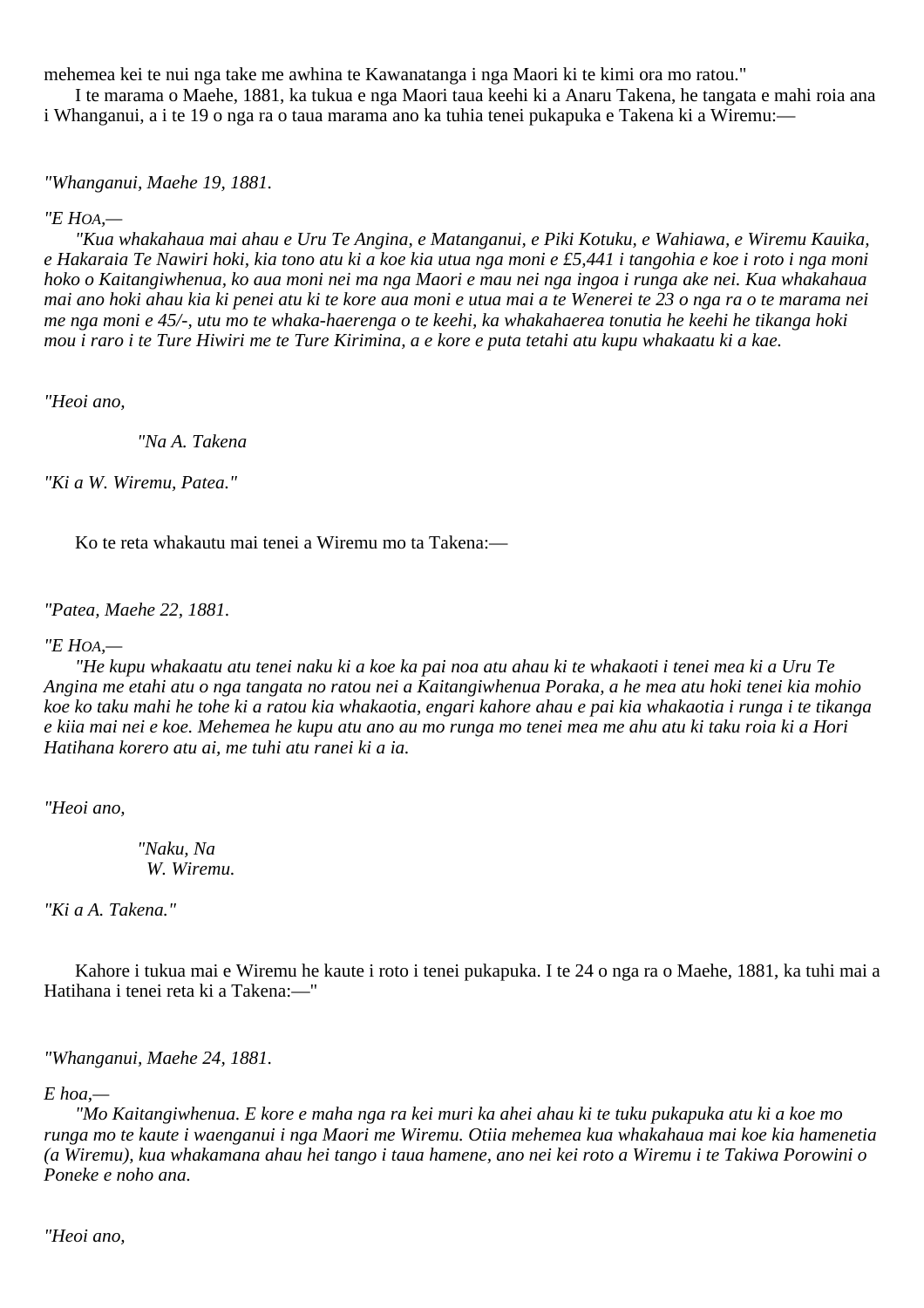mehemea kei te nui nga take me awhina te Kawanatanga i nga Maori ki te kimi ora mo ratou."

I te marama o Maehe, 1881, ka tukua e nga Maori taua keehi ki a Anaru Takena, he tangata e mahi roia ana i Whanganui, a i te 19 o nga ra o taua marama ano ka tuhia tenei pukapuka e Takena ki a Wiremu:—

*"Whanganui, Maehe 19, 1881.*

*"E Hoa,—*

*"Kua whakahaua mai ahau e Uru Te Angina, e Matanganui, e Piki Kotuku, e Wahiawa, e Wiremu Kauika, e Hakaraia Te Nawiri hoki, kia tono atu ki a koe kia utua nga moni e £5,441 i tangohia e koe i roto i nga moni hoko o Kaitangiwhenua, ko aua moni nei ma nga Maori e mau nei nga ingoa i runga ake nei. Kua whakahaua mai ano hoki ahau kia ki penei atu ki te kore aua moni e utua mai a te Wenerei te 23 o nga ra o te marama nei me nga moni e 45/-, utu mo te whaka-haerenga o te keehi, ka whakahaerea tonutia he keehi he tikanga hoki mou i raro i te Ture Hiwiri me te Ture Kirimina, a e kore e puta tetahi atu kupu whakaatu ki a kae.*

*"Heoi ano,*

*"Na A. Takena*

*"Ki a W. Wiremu, Patea."*

Ko te reta whakautu mai tenei a Wiremu mo ta Takena:—

*"Patea, Maehe 22, 1881.*

*"E Hoa,—*

*"He kupu whakaatu atu tenei naku ki a koe ka pai noa atu ahau ki te whakaoti i tenei mea ki a Uru Te Angina me etahi atu o nga tangata no ratou nei a Kaitangiwhenua Poraka, a he mea atu hoki tenei kia mohio koe ko taku mahi he tohe ki a ratou kia whakaotia, engari kahore ahau e pai kia whakaotia i runga i te tikanga e kiia mai nei e koe. Mehemea he kupu atu ano au mo runga mo tenei mea me ahu atu ki taku roia ki a Hori Hatihana korero atu ai, me tuhi atu ranei ki a ia.*

*"Heoi ano,*

*"Naku, Na*
*W. Wiremu.*

*"Ki a A. Takena."*

Kahore i tukua mai e Wiremu he kaute i roto i tenei pukapuka. I te 24 o nga ra o Maehe, 1881, ka tuhi mai a Hatihana i tenei reta ki a Takena:—"

*"Whanganui, Maehe 24, 1881.*

*E hoa,—*

*"Mo Kaitangiwhenua. E kore e maha nga ra kei muri ka ahei ahau ki te tuku pukapuka atu ki a koe mo runga mo te kaute i waenganui i nga Maori me Wiremu. Otiia mehemea kua whakahaua mai koe kia hamenetia (a Wiremu), kua whakamana ahau hei tango i taua hamene, ano nei kei roto a Wiremu i te Takiwa Porowini o Poneke e noho ana.*

*"Heoi ano,*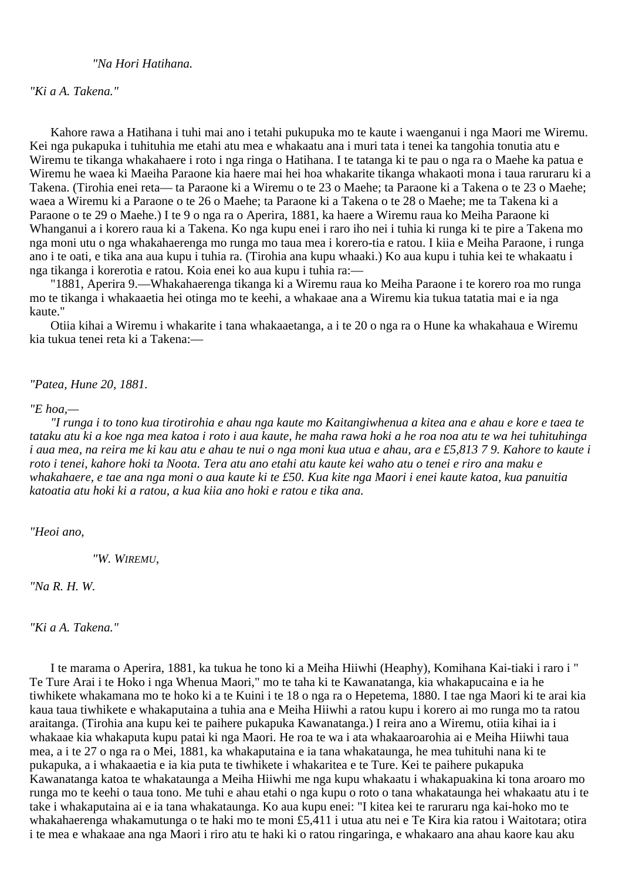*"Na Hori Hatihana.*

*"Ki a A. Takena."*

Kahore rawa a Hatihana i tuhi mai ano i tetahi pukupuka mo te kaute i waenganui i nga Maori me Wiremu. Kei nga pukapuka i tuhituhia me etahi atu mea e whakaatu ana i muri tata i tenei ka tangohia tonutia atu e Wiremu te tikanga whakahaere i roto i nga ringa o Hatihana. I te tatanga ki te pau o nga ra o Maehe ka patua e Wiremu he waea ki Maeiha Paraone kia haere mai hei hoa whakarite tikanga whakaoti mona i taua raruraru ki a Takena. (Tirohia enei reta— ta Paraone ki a Wiremu o te 23 o Maehe; ta Paraone ki a Takena o te 23 o Maehe; waea a Wiremu ki a Paraone o te 26 o Maehe; ta Paraone ki a Takena o te 28 o Maehe; me ta Takena ki a Paraone o te 29 o Maehe.) I te 9 o nga ra o Aperira, 1881, ka haere a Wiremu raua ko Meiha Paraone ki Whanganui a i korero raua ki a Takena. Ko nga kupu enei i raro iho nei i tuhia ki runga ki te pire a Takena mo nga moni utu o nga whakahaerenga mo runga mo taua mea i korero-tia e ratou. I kiia e Meiha Paraone, i runga ano i te oati, e tika ana aua kupu i tuhia ra. (Tirohia ana kupu whaaki.) Ko aua kupu i tuhia kei te whakaatu i nga tikanga i korerotia e ratou. Koia enei ko aua kupu i tuhia ra:—

"1881, Aperira 9.—Whakahaerenga tikanga ki a Wiremu raua ko Meiha Paraone i te korero roa mo runga mo te tikanga i whakaaetia hei otinga mo te keehi, a whakaae ana a Wiremu kia tukua tatatia mai e ia nga kaute."

Otiia kihai a Wiremu i whakarite i tana whakaaetanga, a i te 20 o nga ra o Hune ka whakahaua e Wiremu kia tukua tenei reta ki a Takena:—

*"Patea, Hune 20, 1881.*

*"E hoa,—*

*"I runga i to tono kua tirotirohia e ahau nga kaute mo Kaitangiwhenua a kitea ana e ahau e kore e taea te tataku atu ki a koe nga mea katoa i roto i aua kaute, he maha rawa hoki a he roa noa atu te wa hei tuhituhinga i aua mea, na reira me ki kau atu e ahau te nui o nga moni kua utua e ahau, ara e £5,813 7 9. Kahore to kaute i roto i tenei, kahore hoki ta Noota. Tera atu ano etahi atu kaute kei waho atu o tenei e riro ana maku e whakahaere, e tae ana nga moni o aua kaute ki te £50. Kua kite nga Maori i enei kaute katoa, kua panuitia katoatia atu hoki ki a ratou, a kua kiia ano hoki e ratou e tika ana.*

*"Heoi ano,*

*"W. Wiremu,*

*"Na R. H. W.*

*"Ki a A. Takena."*

I te marama o Aperira, 1881, ka tukua he tono ki a Meiha Hiiwhi (Heaphy), Komihana Kai-tiaki i raro i " Te Ture Arai i te Hoko i nga Whenua Maori," mo te taha ki te Kawanatanga, kia whakapucaina e ia he tiwhikete whakamana mo te hoko ki a te Kuini i te 18 o nga ra o Hepetema, 1880. I tae nga Maori ki te arai kia kaua taua tiwhikete e whakaputaina a tuhia ana e Meiha Hiiwhi a ratou kupu i korero ai mo runga mo ta ratou araitanga. (Tirohia ana kupu kei te paihere pukapuka Kawanatanga.) I reira ano a Wiremu, otiia kihai ia i whakaae kia whakaputa kupu patai ki nga Maori. He roa te wa i ata whakaaroarohia ai e Meiha Hiiwhi taua mea, a i te 27 o nga ra o Mei, 1881, ka whakaputaina e ia tana whakataunga, he mea tuhituhi nana ki te pukapuka, a i whakaaetia e ia kia puta te tiwhikete i whakaritea e te Ture. Kei te paihere pukapuka Kawanatanga katoa te whakataunga a Meiha Hiiwhi me nga kupu whakaatu i whakapuakina ki tona aroaro mo runga mo te keehi o taua tono. Me tuhi e ahau etahi o nga kupu o roto o tana whakataunga hei whakaatu atu i te take i whakaputaina ai e ia tana whakataunga. Ko aua kupu enei: "I kitea kei te raruraru nga kai-hoko mo te whakahaerenga whakamutunga o te haki mo te moni £5,411 i utua atu nei e Te Kira kia ratou i Waitotara; otira i te mea e whakaae ana nga Maori i riro atu te haki ki o ratou ringaringa, e whakaaro ana ahau kaore kau aku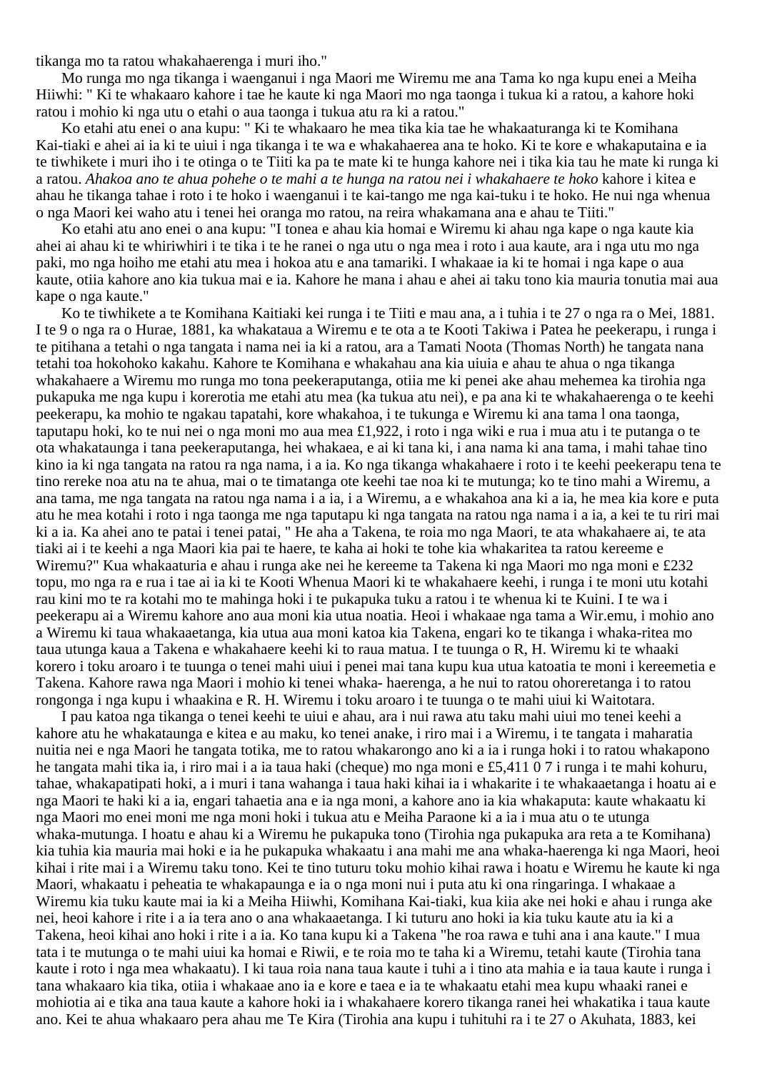tikanga mo ta ratou whakahaerenga i muri iho."

Mo runga mo nga tikanga i waenganui i nga Maori me Wiremu me ana Tama ko nga kupu enei a Meiha Hiiwhi: " Ki te whakaaro kahore i tae he kaute ki nga Maori mo nga taonga i tukua ki a ratou, a kahore hoki ratou i mohio ki nga utu o etahi o aua taonga i tukua atu ra ki a ratou."

Ko etahi atu enei o ana kupu: " Ki te whakaaro he mea tika kia tae he whakaaturanga ki te Komihana Kai-tiaki e ahei ai ia ki te uiui i nga tikanga i te wa e whakahaerea ana te hoko. Ki te kore e whakaputaina e ia te tiwhikete i muri iho i te otinga o te Tiiti ka pa te mate ki te hunga kahore nei i tika kia tau he mate ki runga ki a ratou. *Ahakoa ano te ahua pohehe o te mahi a te hunga na ratou nei i whakahaere te hoko* kahore i kitea e ahau he tikanga tahae i roto i te hoko i waenganui i te kai-tango me nga kai-tuku i te hoko. He nui nga whenua o nga Maori kei waho atu i tenei hei oranga mo ratou, na reira whakamana ana e ahau te Tiiti."

Ko etahi atu ano enei o ana kupu: "I tonea e ahau kia homai e Wiremu ki ahau nga kape o nga kaute kia ahei ai ahau ki te whiriwhiri i te tika i te he ranei o nga utu o nga mea i roto i aua kaute, ara i nga utu mo nga paki, mo nga hoiho me etahi atu mea i hokoa atu e ana tamariki. I whakaae ia ki te homai i nga kape o aua kaute, otiia kahore ano kia tukua mai e ia. Kahore he mana i ahau e ahei ai taku tono kia mauria tonutia mai aua kape o nga kaute."

Ko te tiwhikete a te Komihana Kaitiaki kei runga i te Tiiti e mau ana, a i tuhia i te 27 o nga ra o Mei, 1881. I te 9 o nga ra o Hurae, 1881, ka whakataua a Wiremu e te ota a te Kooti Takiwa i Patea he peekerapu, i runga i te pitihana a tetahi o nga tangata i nama nei ia ki a ratou, ara a Tamati Noota (Thomas North) he tangata nana tetahi toa hokohoko kakahu. Kahore te Komihana e whakahau ana kia uiuia e ahau te ahua o nga tikanga whakahaere a Wiremu mo runga mo tona peekeraputanga, otiia me ki penei ake ahau mehemea ka tirohia nga pukapuka me nga kupu i korerotia me etahi atu mea (ka tukua atu nei), e pa ana ki te whakahaerenga o te keehi peekerapu, ka mohio te ngakau tapatahi, kore whakahoa, i te tukunga e Wiremu ki ana tama l ona taonga, taputapu hoki, ko te nui nei o nga moni mo aua mea £1,922, i roto i nga wiki e rua i mua atu i te putanga o te ota whakataunga i tana peekeraputanga, hei whakaea, e ai ki tana ki, i ana nama ki ana tama, i mahi tahae tino kino ia ki nga tangata na ratou ra nga nama, i a ia. Ko nga tikanga whakahaere i roto i te keehi peekerapu tena te tino rereke noa atu na te ahua, mai o te timatanga ote keehi tae noa ki te mutunga; ko te tino mahi a Wiremu, a ana tama, me nga tangata na ratou nga nama i a ia, i a Wiremu, a e whakahoa ana ki a ia, he mea kia kore e puta atu he mea kotahi i roto i nga taonga me nga taputapu ki nga tangata na ratou nga nama i a ia, a kei te tu riri mai ki a ia. Ka ahei ano te patai i tenei patai, " He aha a Takena, te roia mo nga Maori, te ata whakahaere ai, te ata tiaki ai i te keehi a nga Maori kia pai te haere, te kaha ai hoki te tohe kia whakaritea ta ratou kereeme e Wiremu?" Kua whakaaturia e ahau i runga ake nei he kereeme ta Takena ki nga Maori mo nga moni e £232 topu, mo nga ra e rua i tae ai ia ki te Kooti Whenua Maori ki te whakahaere keehi, i runga i te moni utu kotahi rau kini mo te ra kotahi mo te mahinga hoki i te pukapuka tuku a ratou i te whenua ki te Kuini. I te wa i peekerapu ai a Wiremu kahore ano aua moni kia utua noatia. Heoi i whakaae nga tama a Wir.emu, i mohio ano a Wiremu ki taua whakaaetanga, kia utua aua moni katoa kia Takena, engari ko te tikanga i whaka-ritea mo taua utunga kaua a Takena e whakahaere keehi ki to raua matua. I te tuunga o R, H. Wiremu ki te whaaki korero i toku aroaro i te tuunga o tenei mahi uiui i penei mai tana kupu kua utua katoatia te moni i kereemetia e Takena. Kahore rawa nga Maori i mohio ki tenei whaka- haerenga, a he nui to ratou ohoreretanga i to ratou rongonga i nga kupu i whaakina e R. H. Wiremu i toku aroaro i te tuunga o te mahi uiui ki Waitotara.

I pau katoa nga tikanga o tenei keehi te uiui e ahau, ara i nui rawa atu taku mahi uiui mo tenei keehi a kahore atu he whakataunga e kitea e au maku, ko tenei anake, i riro mai i a Wiremu, i te tangata i maharatia nuitia nei e nga Maori he tangata totika, me to ratou whakarongo ano ki a ia i runga hoki i to ratou whakapono he tangata mahi tika ia, i riro mai i a ia taua haki (cheque) mo nga moni e £5,411 0 7 i runga i te mahi kohuru, tahae, whakapatipati hoki, a i muri i tana wahanga i taua haki kihai ia i whakarite i te whakaaetanga i hoatu ai e nga Maori te haki ki a ia, engari tahaetia ana e ia nga moni, a kahore ano ia kia whakaputa: kaute whakaatu ki nga Maori mo enei moni me nga moni hoki i tukua atu e Meiha Paraone ki a ia i mua atu o te utunga whaka-mutunga. I hoatu e ahau ki a Wiremu he pukapuka tono (Tirohia nga pukapuka ara reta a te Komihana) kia tuhia kia mauria mai hoki e ia he pukapuka whakaatu i ana mahi me ana whaka-haerenga ki nga Maori, heoi kihai i rite mai i a Wiremu taku tono. Kei te tino tuturu toku mohio kihai rawa i hoatu e Wiremu he kaute ki nga Maori, whakaatu i peheatia te whakapaunga e ia o nga moni nui i puta atu ki ona ringaringa. I whakaae a Wiremu kia tuku kaute mai ia ki a Meiha Hiiwhi, Komihana Kai-tiaki, kua kiia ake nei hoki e ahau i runga ake nei, heoi kahore i rite i a ia tera ano o ana whakaaetanga. I ki tuturu ano hoki ia kia tuku kaute atu ia ki a Takena, heoi kihai ano hoki i rite i a ia. Ko tana kupu ki a Takena "he roa rawa e tuhi ana i ana kaute." I mua tata i te mutunga o te mahi uiui ka homai e Riwii, e te roia mo te taha ki a Wiremu, tetahi kaute (Tirohia tana kaute i roto i nga mea whakaatu). I ki taua roia nana taua kaute i tuhi a i tino ata mahia e ia taua kaute i runga i tana whakaaro kia tika, otiia i whakaae ano ia e kore e taea e ia te whakaatu etahi mea kupu whaaki ranei e mohiotia ai e tika ana taua kaute a kahore hoki ia i whakahaere korero tikanga ranei hei whakatika i taua kaute ano. Kei te ahua whakaaro pera ahau me Te Kira (Tirohia ana kupu i tuhituhi ra i te 27 o Akuhata, 1883, kei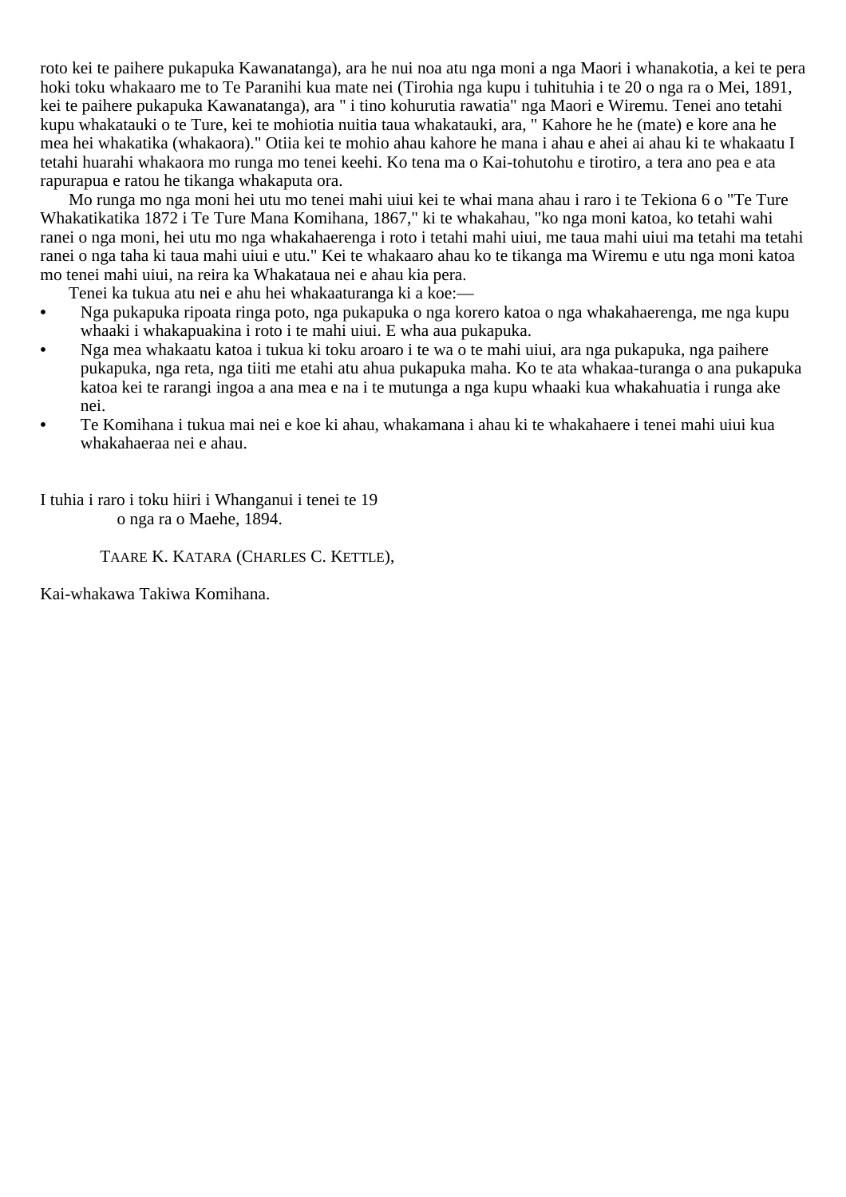roto kei te paihere pukapuka Kawanatanga), ara he nui noa atu nga moni a nga Maori i whanakotia, a kei te pera hoki toku whakaaro me to Te Paranihi kua mate nei (Tirohia nga kupu i tuhituhia i te 20 o nga ra o Mei, 1891, kei te paihere pukapuka Kawanatanga), ara " i tino kohurutia rawatia" nga Maori e Wiremu. Tenei ano tetahi kupu whakatauki o te Ture, kei te mohiotia nuitia taua whakatauki, ara, " Kahore he he (mate) e kore ana he mea hei whakatika (whakaora)." Otiia kei te mohio ahau kahore he mana i ahau e ahei ai ahau ki te whakaatu I tetahi huarahi whakaora mo runga mo tenei keehi. Ko tena ma o Kai-tohutohu e tirotiro, a tera ano pea e ata rapurapua e ratou he tikanga whakaputa ora.

Mo runga mo nga moni hei utu mo tenei mahi uiui kei te whai mana ahau i raro i te Tekiona 6 o "Te Ture Whakatikatika 1872 i Te Ture Mana Komihana, 1867," ki te whakahau, "ko nga moni katoa, ko tetahi wahi ranei o nga moni, hei utu mo nga whakahaerenga i roto i tetahi mahi uiui, me taua mahi uiui ma tetahi ma tetahi ranei o nga taha ki taua mahi uiui e utu." Kei te whakaaro ahau ko te tikanga ma Wiremu e utu nga moni katoa mo tenei mahi uiui, na reira ka Whakataua nei e ahau kia pera.

Tenei ka tukua atu nei e ahu hei whakaaturanga ki a koe:—

- Nga pukapuka ripoata ringa poto, nga pukapuka o nga korero katoa o nga whakahaerenga, me nga kupu whaaki i whakapuakina i roto i te mahi uiui. E wha aua pukapuka.
- Nga mea whakaatu katoa i tukua ki toku aroaro i te wa o te mahi uiui, ara nga pukapuka, nga paihere pukapuka, nga reta, nga tiiti me etahi atu ahua pukapuka maha. Ko te ata whakaa-turanga o ana pukapuka katoa kei te rarangi ingoa a ana mea e na i te mutunga a nga kupu whaaki kua whakahuatia i runga ake nei.
- Te Komihana i tukua mai nei e koe ki ahau, whakamana i ahau ki te whakahaere i tenei mahi uiui kua whakahaeraa nei e ahau.

I tuhia i raro i toku hiiri i Whanganui i tenei te 19
o nga ra o Maehe, 1894.

TAARE K. KATARA (CHARLES C. KETTLE),

Kai-whakawa Takiwa Komihana.